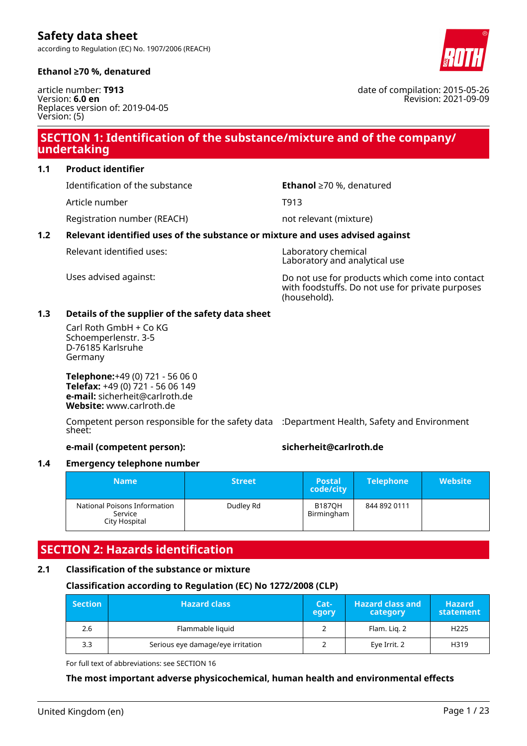# Safety data sheet

according to Regulation (EC) No. 1907/2006 (REACH)

**Ethanol ≥70 %, denatured**

article number: **T913**
Version: **6.0 en**
Replaces version of: 2019-04-05
Version: (5)

date of compilation: 2015-05-26
Revision: 2021-09-09

## SECTION 1: Identification of the substance/mixture and of the company/undertaking

### 1.1 Product identifier

| | |
|---|---|
| Identification of the substance | **Ethanol** ≥70 %, denatured |
| Article number | T913 |
| Registration number (REACH) | not relevant (mixture) |

### 1.2 Relevant identified uses of the substance or mixture and uses advised against

| | |
|---|---|
| Relevant identified uses: | Laboratory chemical<br>Laboratory and analytical use |
| Uses advised against: | Do not use for products which come into contact with foodstuffs. Do not use for private purposes (household). |

### 1.3 Details of the supplier of the safety data sheet

Carl Roth GmbH + Co KG
Schoemperlenstr. 3-5
D-76185 Karlsruhe
Germany

**Telephone:**+49 (0) 721 - 56 06 0
**Telefax:** +49 (0) 721 - 56 06 149
**e-mail:** sicherheit@carlroth.de
**Website:** www.carlroth.de

| | |
|---|---|
| Competent person responsible for the safety data sheet: | :Department Health, Safety and Environment |
| **e-mail (competent person):** | **sicherheit@carlroth.de** |

### 1.4 Emergency telephone number

| Name | Street | Postal code/city | Telephone | Website |
|---|---|---|---|---|
| National Poisons Information Service City Hospital | Dudley Rd | B187QH Birmingham | 844 892 0111 | |

## SECTION 2: Hazards identification

### 2.1 Classification of the substance or mixture

**Classification according to Regulation (EC) No 1272/2008 (CLP)**

| Section | Hazard class | Category | Hazard class and category | Hazard statement |
|---|---|---|---|---|
| 2.6 | Flammable liquid | 2 | Flam. Liq. 2 | H225 |
| 3.3 | Serious eye damage/eye irritation | 2 | Eye Irrit. 2 | H319 |

For full text of abbreviations: see SECTION 16

**The most important adverse physicochemical, human health and environmental effects**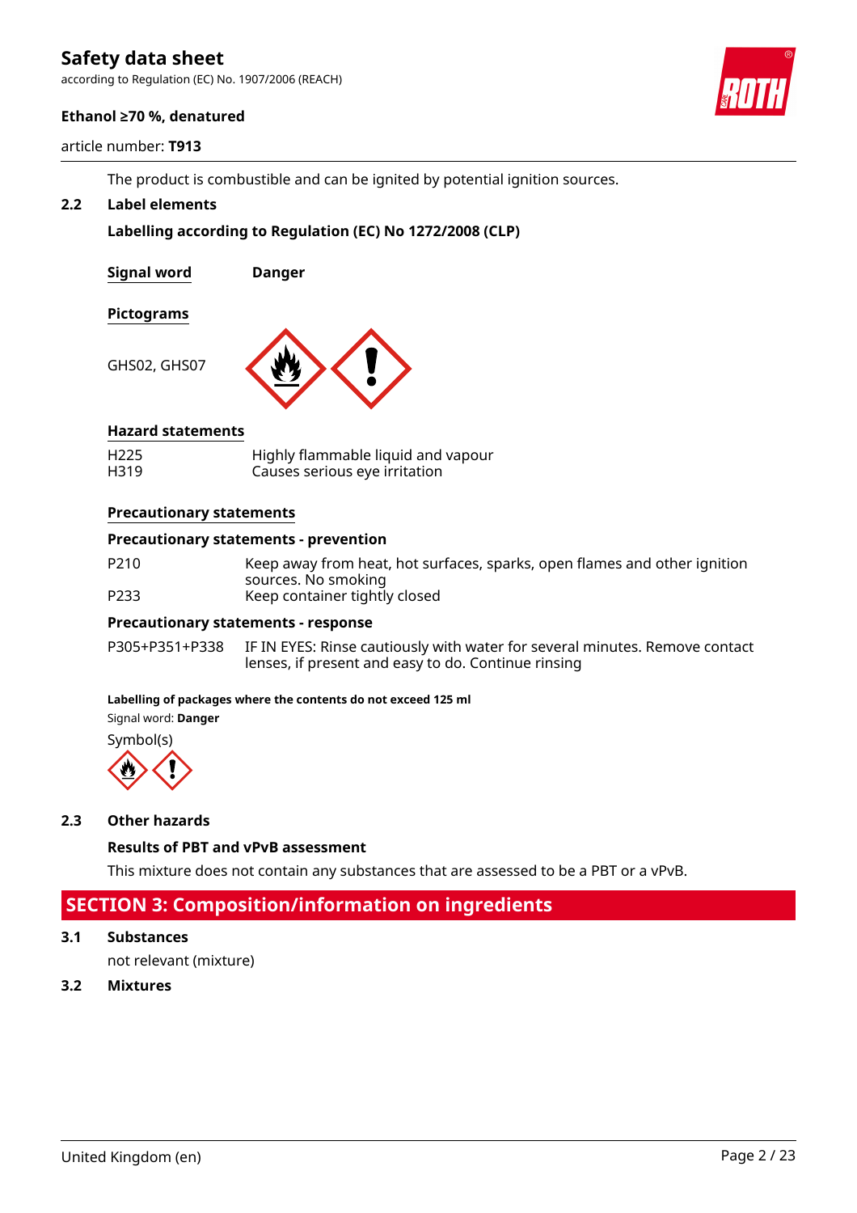The product is combustible and can be ignited by potential ignition sources.

### 2.2 Label elements

**Labelling according to Regulation (EC) No 1272/2008 (CLP)**

**Signal word** **Danger**

**Pictograms**

GHS02, GHS07

**Hazard statements**

| | |
|---|---|
| H225 | Highly flammable liquid and vapour |
| H319 | Causes serious eye irritation |

**Precautionary statements**

**Precautionary statements - prevention**

| | |
|---|---|
| P210 | Keep away from heat, hot surfaces, sparks, open flames and other ignition sources. No smoking |
| P233 | Keep container tightly closed |

**Precautionary statements - response**

| | |
|---|---|
| P305+P351+P338 | IF IN EYES: Rinse cautiously with water for several minutes. Remove contact lenses, if present and easy to do. Continue rinsing |

**Labelling of packages where the contents do not exceed 125 ml**

Signal word: **Danger**

Symbol(s)

### 2.3 Other hazards

**Results of PBT and vPvB assessment**

This mixture does not contain any substances that are assessed to be a PBT or a vPvB.

## SECTION 3: Composition/information on ingredients

### 3.1 Substances

not relevant (mixture)

### 3.2 Mixtures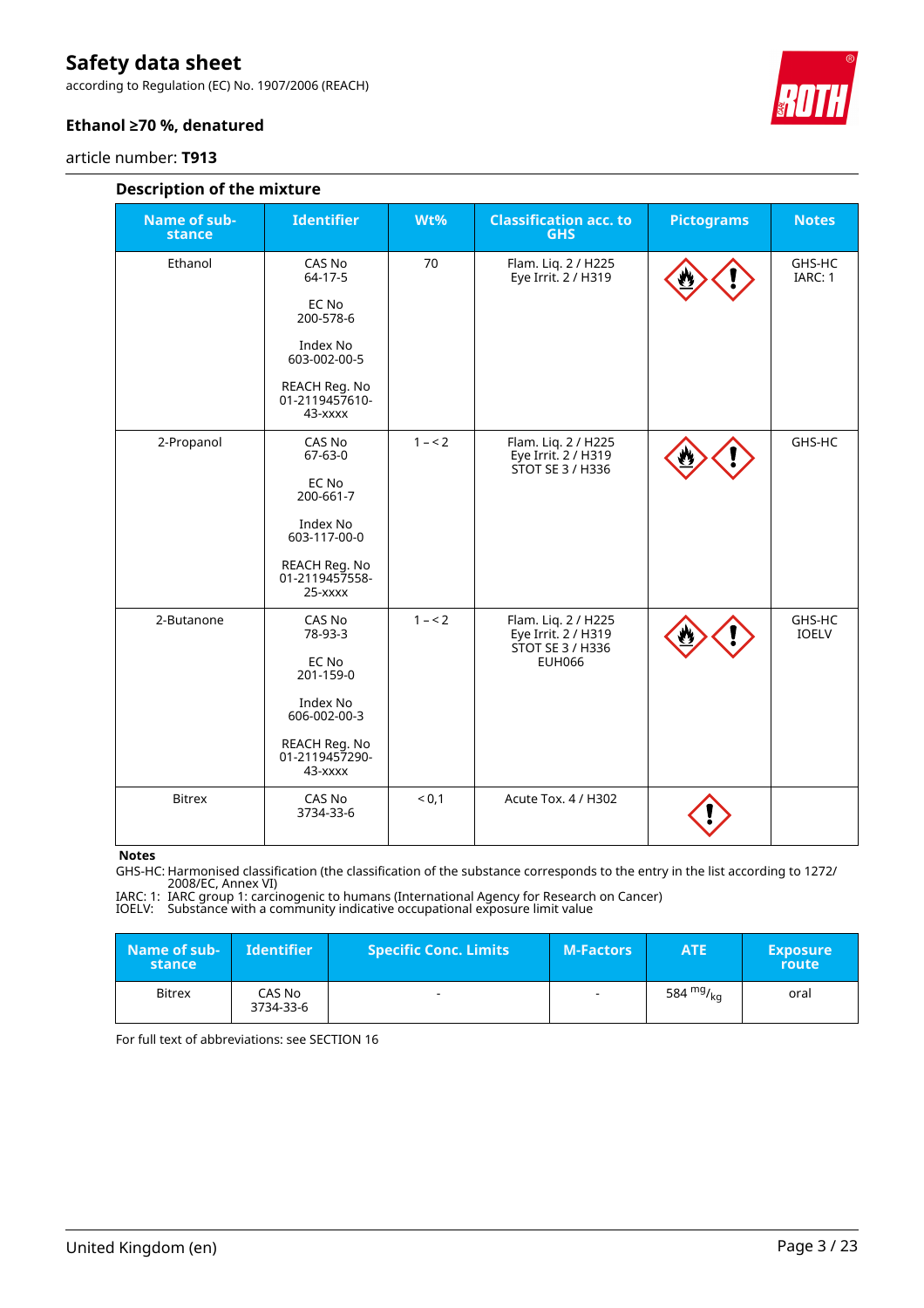# Safety data sheet

according to Regulation (EC) No. 1907/2006 (REACH)

**Ethanol ≥70 %, denatured**

article number: **T913**

### Description of the mixture

| Name of substance | Identifier | Wt% | Classification acc. to GHS | Pictograms | Notes |
|---|---|---|---|---|---|
| Ethanol | CAS No 64-17-5<br><br>EC No 200-578-6<br><br>Index No 603-002-00-5<br><br>REACH Reg. No 01-2119457610-43-xxxx | 70 | Flam. Liq. 2 / H225<br>Eye Irrit. 2 / H319 | | GHS-HC<br>IARC: 1 |
| 2-Propanol | CAS No 67-63-0<br><br>EC No 200-661-7<br><br>Index No 603-117-00-0<br><br>REACH Reg. No 01-2119457558-25-xxxx | 1 – < 2 | Flam. Liq. 2 / H225<br>Eye Irrit. 2 / H319<br>STOT SE 3 / H336 | | GHS-HC |
| 2-Butanone | CAS No 78-93-3<br><br>EC No 201-159-0<br><br>Index No 606-002-00-3<br><br>REACH Reg. No 01-2119457290-43-xxxx | 1 – < 2 | Flam. Liq. 2 / H225<br>Eye Irrit. 2 / H319<br>STOT SE 3 / H336<br>EUH066 | | GHS-HC<br>IOELV |
| Bitrex | CAS No 3734-33-6 | < 0,1 | Acute Tox. 4 / H302 | | |

**Notes**

GHS-HC: Harmonised classification (the classification of the substance corresponds to the entry in the list according to 1272/2008/EC, Annex VI)
IARC: 1: IARC group 1: carcinogenic to humans (International Agency for Research on Cancer)
IOELV: Substance with a community indicative occupational exposure limit value

| Name of substance | Identifier | Specific Conc. Limits | M-Factors | ATE | Exposure route |
|---|---|---|---|---|---|
| Bitrex | CAS No 3734-33-6 | - | - | 584 $^{mg}/_{kg}$ | oral |

For full text of abbreviations: see SECTION 16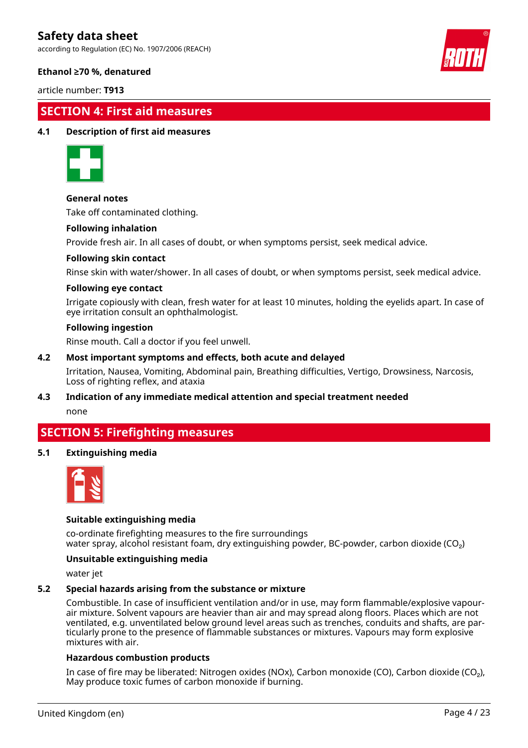## SECTION 4: First aid measures

### 4.1 Description of first aid measures

**General notes**

Take off contaminated clothing.

**Following inhalation**

Provide fresh air. In all cases of doubt, or when symptoms persist, seek medical advice.

**Following skin contact**

Rinse skin with water/shower. In all cases of doubt, or when symptoms persist, seek medical advice.

**Following eye contact**

Irrigate copiously with clean, fresh water for at least 10 minutes, holding the eyelids apart. In case of eye irritation consult an ophthalmologist.

**Following ingestion**

Rinse mouth. Call a doctor if you feel unwell.

### 4.2 Most important symptoms and effects, both acute and delayed

Irritation, Nausea, Vomiting, Abdominal pain, Breathing difficulties, Vertigo, Drowsiness, Narcosis, Loss of righting reflex, and ataxia

### 4.3 Indication of any immediate medical attention and special treatment needed

none

## SECTION 5: Firefighting measures

### 5.1 Extinguishing media

**Suitable extinguishing media**

co-ordinate firefighting measures to the fire surroundings
water spray, alcohol resistant foam, dry extinguishing powder, BC-powder, carbon dioxide ($CO_2$)

**Unsuitable extinguishing media**

water jet

### 5.2 Special hazards arising from the substance or mixture

Combustible. In case of insufficient ventilation and/or in use, may form flammable/explosive vapour-air mixture. Solvent vapours are heavier than air and may spread along floors. Places which are not ventilated, e.g. unventilated below ground level areas such as trenches, conduits and shafts, are particularly prone to the presence of flammable substances or mixtures. Vapours may form explosive mixtures with air.

**Hazardous combustion products**

In case of fire may be liberated: Nitrogen oxides (NOx), Carbon monoxide (CO), Carbon dioxide ($CO_2$), May produce toxic fumes of carbon monoxide if burning.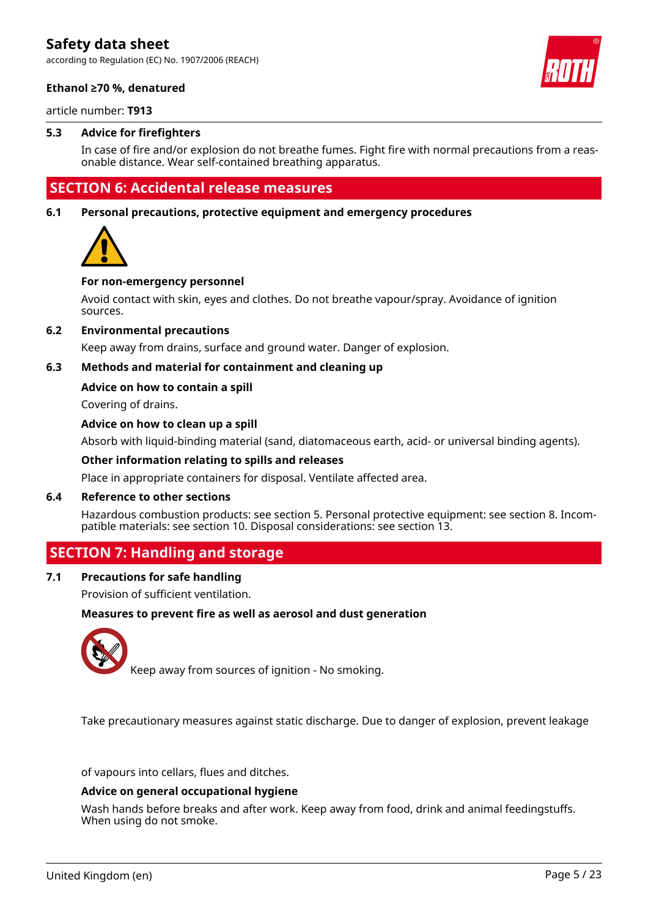### 5.3 Advice for firefighters

In case of fire and/or explosion do not breathe fumes. Fight fire with normal precautions from a reasonable distance. Wear self-contained breathing apparatus.

## SECTION 6: Accidental release measures

### 6.1 Personal precautions, protective equipment and emergency procedures

**For non-emergency personnel**

Avoid contact with skin, eyes and clothes. Do not breathe vapour/spray. Avoidance of ignition sources.

### 6.2 Environmental precautions

Keep away from drains, surface and ground water. Danger of explosion.

### 6.3 Methods and material for containment and cleaning up

**Advice on how to contain a spill**

Covering of drains.

**Advice on how to clean up a spill**

Absorb with liquid-binding material (sand, diatomaceous earth, acid- or universal binding agents).

**Other information relating to spills and releases**

Place in appropriate containers for disposal. Ventilate affected area.

### 6.4 Reference to other sections

Hazardous combustion products: see section 5. Personal protective equipment: see section 8. Incompatible materials: see section 10. Disposal considerations: see section 13.

## SECTION 7: Handling and storage

### 7.1 Precautions for safe handling

Provision of sufficient ventilation.

**Measures to prevent fire as well as aerosol and dust generation**

Keep away from sources of ignition - No smoking.

Take precautionary measures against static discharge. Due to danger of explosion, prevent leakage of vapours into cellars, flues and ditches.

**Advice on general occupational hygiene**

Wash hands before breaks and after work. Keep away from food, drink and animal feedingstuffs. When using do not smoke.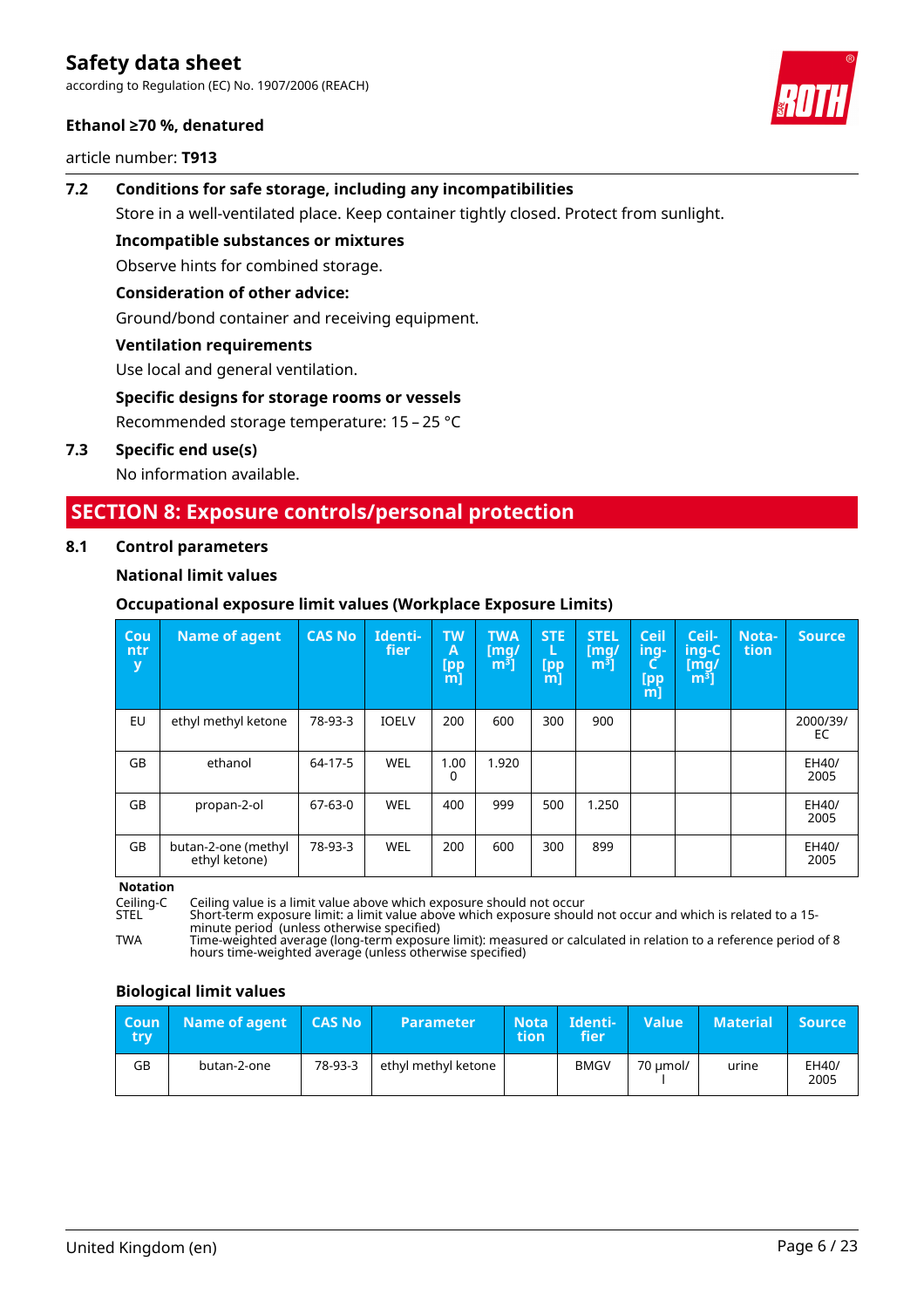### 7.2 Conditions for safe storage, including any incompatibilities

Store in a well-ventilated place. Keep container tightly closed. Protect from sunlight.

**Incompatible substances or mixtures**

Observe hints for combined storage.

**Consideration of other advice:**

Ground/bond container and receiving equipment.

**Ventilation requirements**

Use local and general ventilation.

**Specific designs for storage rooms or vessels**

Recommended storage temperature: 15 – 25 °C

### 7.3 Specific end use(s)

No information available.

## SECTION 8: Exposure controls/personal protection

### 8.1 Control parameters

**National limit values**

**Occupational exposure limit values (Workplace Exposure Limits)**

| Country | Name of agent | CAS No | Identi-fier | TWA [ppm] | TWA [mg/m³] | STEL [ppm] | STEL [mg/m³] | Ceiling-C [ppm] | Ceil-ing-C [mg/m³] | Nota-tion | Source |
|---|---|---|---|---|---|---|---|---|---|---|---|
| EU | ethyl methyl ketone | 78-93-3 | IOELV | 200 | 600 | 300 | 900 | | | | 2000/39/EC |
| GB | ethanol | 64-17-5 | WEL | 1.000 | 1.920 | | | | | | EH40/2005 |
| GB | propan-2-ol | 67-63-0 | WEL | 400 | 999 | 500 | 1.250 | | | | EH40/2005 |
| GB | butan-2-one (methyl ethyl ketone) | 78-93-3 | WEL | 200 | 600 | 300 | 899 | | | | EH40/2005 |

**Notation**

Ceiling-C Ceiling value is a limit value above which exposure should not occur
STEL Short-term exposure limit: a limit value above which exposure should not occur and which is related to a 15-minute period (unless otherwise specified)
TWA Time-weighted average (long-term exposure limit): measured or calculated in relation to a reference period of 8 hours time-weighted average (unless otherwise specified)

**Biological limit values**

| Country | Name of agent | CAS No | Parameter | Notation | Identi-fier | Value | Material | Source |
|---|---|---|---|---|---|---|---|---|
| GB | butan-2-one | 78-93-3 | ethyl methyl ketone | | BMGV | 70 µmol/l | urine | EH40/2005 |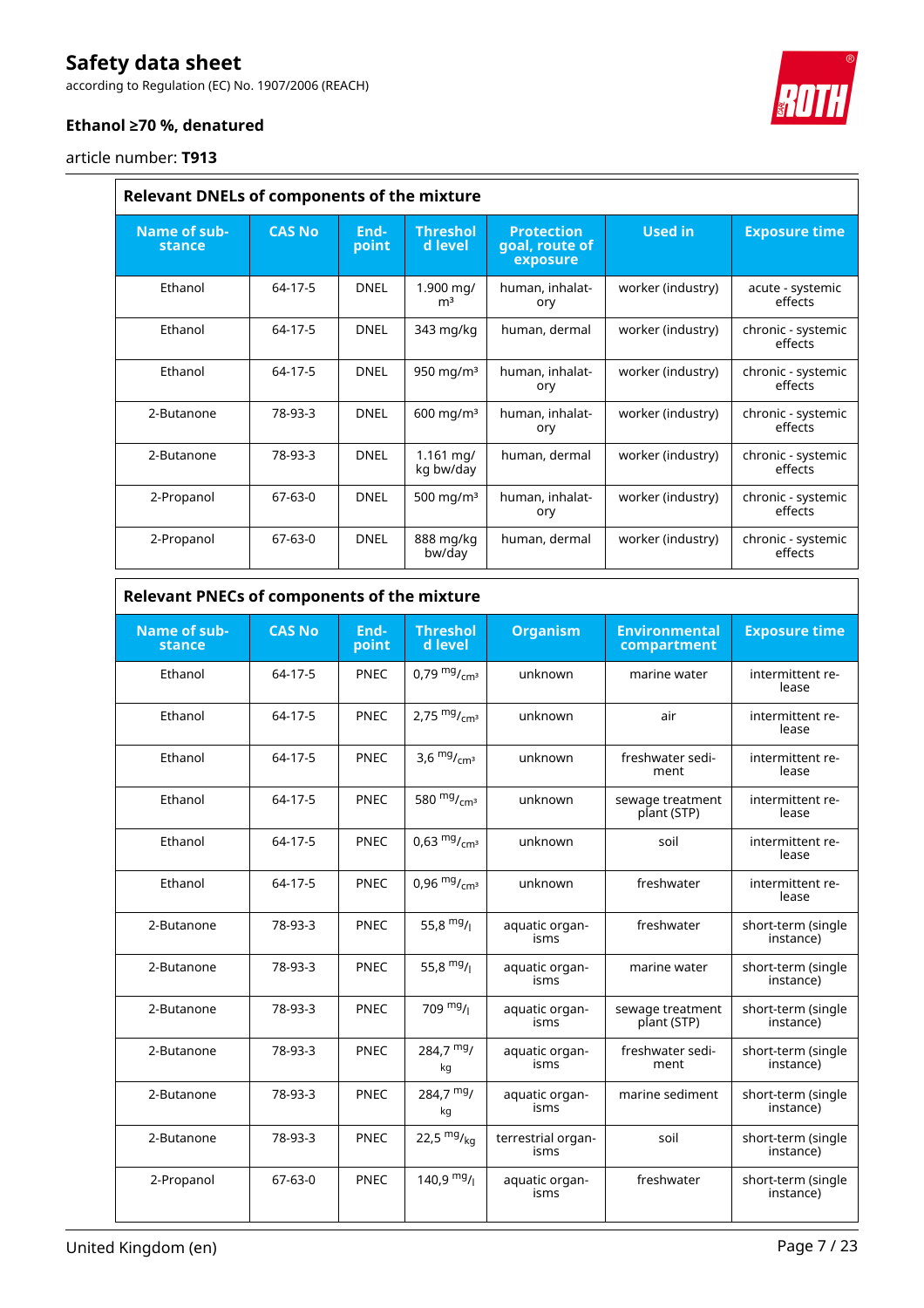| Relevant DNELs of components of the mixture | | | | | | |
|---|---|---|---|---|---|---|
| **Name of substance** | **CAS No** | **Endpoint** | **Threshold level** | **Protection goal, route of exposure** | **Used in** | **Exposure time** |
| Ethanol | 64-17-5 | DNEL | 1.900 mg/m³ | human, inhalatory | worker (industry) | acute - systemic effects |
| Ethanol | 64-17-5 | DNEL | 343 mg/kg | human, dermal | worker (industry) | chronic - systemic effects |
| Ethanol | 64-17-5 | DNEL | 950 mg/m³ | human, inhalatory | worker (industry) | chronic - systemic effects |
| 2-Butanone | 78-93-3 | DNEL | 600 mg/m³ | human, inhalatory | worker (industry) | chronic - systemic effects |
| 2-Butanone | 78-93-3 | DNEL | 1.161 mg/kg bw/day | human, dermal | worker (industry) | chronic - systemic effects |
| 2-Propanol | 67-63-0 | DNEL | 500 mg/m³ | human, inhalatory | worker (industry) | chronic - systemic effects |
| 2-Propanol | 67-63-0 | DNEL | 888 mg/kg bw/day | human, dermal | worker (industry) | chronic - systemic effects |

| Relevant PNECs of components of the mixture | | | | | | |
|---|---|---|---|---|---|---|
| **Name of substance** | **CAS No** | **Endpoint** | **Threshold level** | **Organism** | **Environmental compartment** | **Exposure time** |
| Ethanol | 64-17-5 | PNEC | 0,79 mg/cm³ | unknown | marine water | intermittent release |
| Ethanol | 64-17-5 | PNEC | 2,75 mg/cm³ | unknown | air | intermittent release |
| Ethanol | 64-17-5 | PNEC | 3,6 mg/cm³ | unknown | freshwater sediment | intermittent release |
| Ethanol | 64-17-5 | PNEC | 580 mg/cm³ | unknown | sewage treatment plant (STP) | intermittent release |
| Ethanol | 64-17-5 | PNEC | 0,63 mg/cm³ | unknown | soil | intermittent release |
| Ethanol | 64-17-5 | PNEC | 0,96 mg/cm³ | unknown | freshwater | intermittent release |
| 2-Butanone | 78-93-3 | PNEC | 55,8 mg/l | aquatic organisms | freshwater | short-term (single instance) |
| 2-Butanone | 78-93-3 | PNEC | 55,8 mg/l | aquatic organisms | marine water | short-term (single instance) |
| 2-Butanone | 78-93-3 | PNEC | 709 mg/l | aquatic organisms | sewage treatment plant (STP) | short-term (single instance) |
| 2-Butanone | 78-93-3 | PNEC | 284,7 mg/kg | aquatic organisms | freshwater sediment | short-term (single instance) |
| 2-Butanone | 78-93-3 | PNEC | 284,7 mg/kg | aquatic organisms | marine sediment | short-term (single instance) |
| 2-Butanone | 78-93-3 | PNEC | 22,5 mg/kg | terrestrial organisms | soil | short-term (single instance) |
| 2-Propanol | 67-63-0 | PNEC | 140,9 mg/l | aquatic organisms | freshwater | short-term (single instance) |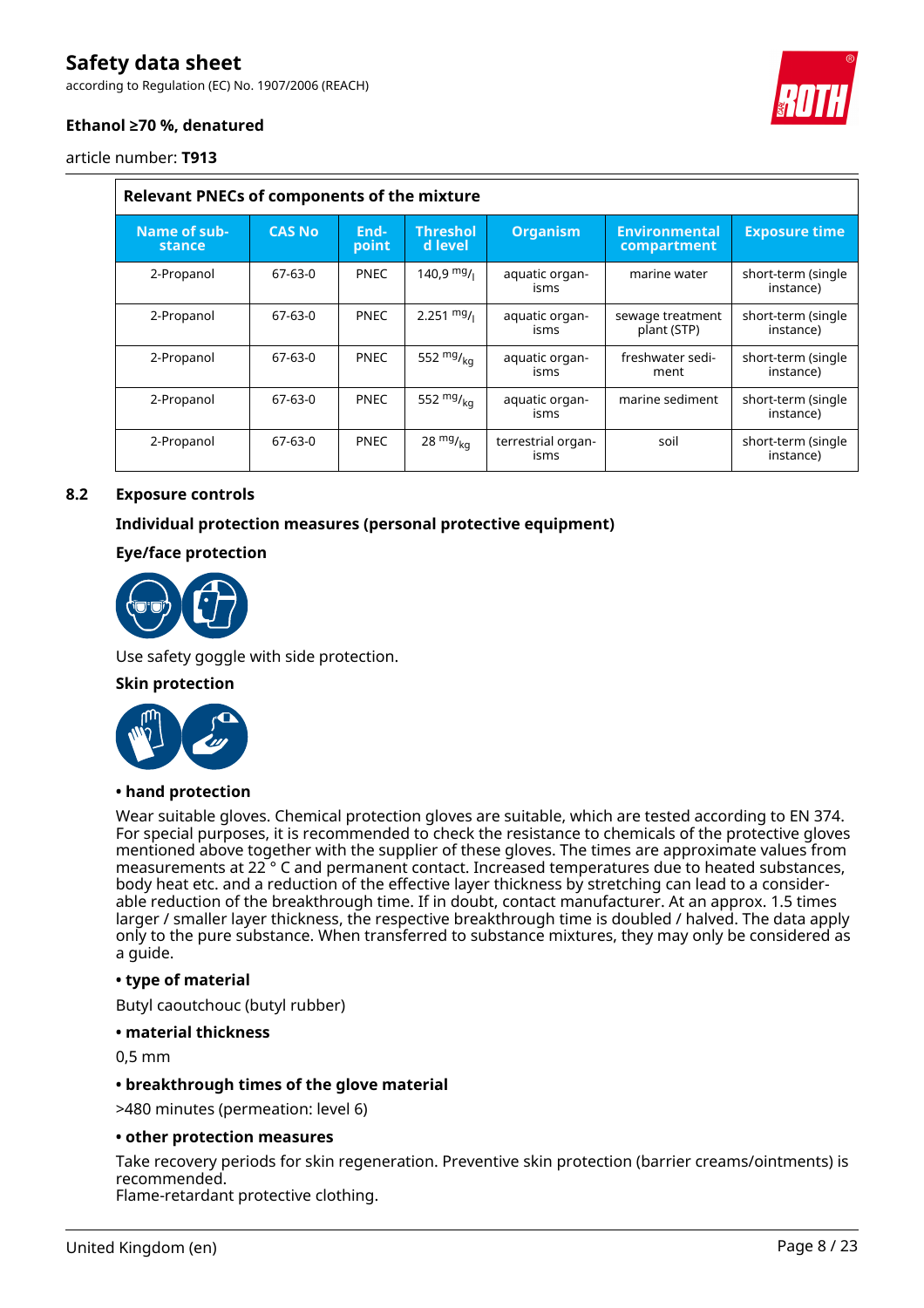| Relevant PNECs of components of the mixture | | | | | | |
|---|---|---|---|---|---|---|
| Name of substance | CAS No | Endpoint | Threshold level | Organism | Environmental compartment | Exposure time |
| 2-Propanol | 67-63-0 | PNEC | 140,9 $^{mg}/_{l}$ | aquatic organisms | marine water | short-term (single instance) |
| 2-Propanol | 67-63-0 | PNEC | 2.251 $^{mg}/_{l}$ | aquatic organisms | sewage treatment plant (STP) | short-term (single instance) |
| 2-Propanol | 67-63-0 | PNEC | 552 $^{mg}/_{kg}$ | aquatic organisms | freshwater sediment | short-term (single instance) |
| 2-Propanol | 67-63-0 | PNEC | 552 $^{mg}/_{kg}$ | aquatic organisms | marine sediment | short-term (single instance) |
| 2-Propanol | 67-63-0 | PNEC | 28 $^{mg}/_{kg}$ | terrestrial organisms | soil | short-term (single instance) |

## 8.2 Exposure controls

### Individual protection measures (personal protective equipment)

### Eye/face protection

Use safety goggle with side protection.

### Skin protection

**• hand protection**

Wear suitable gloves. Chemical protection gloves are suitable, which are tested according to EN 374. For special purposes, it is recommended to check the resistance to chemicals of the protective gloves mentioned above together with the supplier of these gloves. The times are approximate values from measurements at 22 ° C and permanent contact. Increased temperatures due to heated substances, body heat etc. and a reduction of the effective layer thickness by stretching can lead to a considerable reduction of the breakthrough time. If in doubt, contact manufacturer. At an approx. 1.5 times larger / smaller layer thickness, the respective breakthrough time is doubled / halved. The data apply only to the pure substance. When transferred to substance mixtures, they may only be considered as a guide.

**• type of material**

Butyl caoutchouc (butyl rubber)

**• material thickness**

0,5 mm

**• breakthrough times of the glove material**

>480 minutes (permeation: level 6)

**• other protection measures**

Take recovery periods for skin regeneration. Preventive skin protection (barrier creams/ointments) is recommended.
Flame-retardant protective clothing.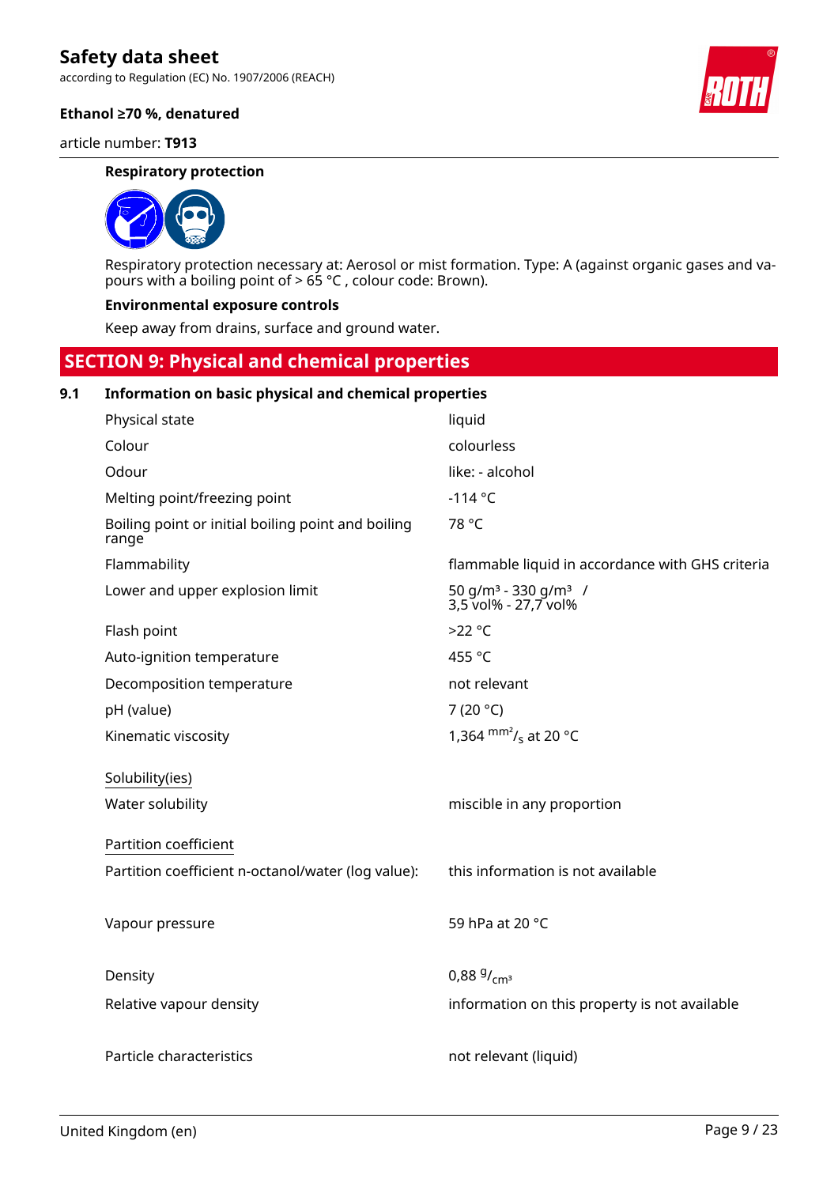**Respiratory protection**

Respiratory protection necessary at: Aerosol or mist formation. Type: A (against organic gases and vapours with a boiling point of > 65 °C , colour code: Brown).

**Environmental exposure controls**

Keep away from drains, surface and ground water.

## SECTION 9: Physical and chemical properties

### 9.1 Information on basic physical and chemical properties

| | |
|---|---|
| Physical state | liquid |
| Colour | colourless |
| Odour | like: - alcohol |
| Melting point/freezing point | -114 °C |
| Boiling point or initial boiling point and boiling range | 78 °C |
| Flammability | flammable liquid in accordance with GHS criteria |
| Lower and upper explosion limit | 50 g/m³ - 330 g/m³ / 3,5 vol% - 27,7 vol% |
| Flash point | >22 °C |
| Auto-ignition temperature | 455 °C |
| Decomposition temperature | not relevant |
| pH (value) | 7 (20 °C) |
| Kinematic viscosity | 1,364 $^{mm^2}/_{s}$ at 20 °C |

Solubility(ies)

| | |
|---|---|
| Water solubility | miscible in any proportion |

Partition coefficient

| | |
|---|---|
| Partition coefficient n-octanol/water (log value): | this information is not available |
| Vapour pressure | 59 hPa at 20 °C |
| Density | 0,88 $^{g}/_{cm^3}$ |
| Relative vapour density | information on this property is not available |
| Particle characteristics | not relevant (liquid) |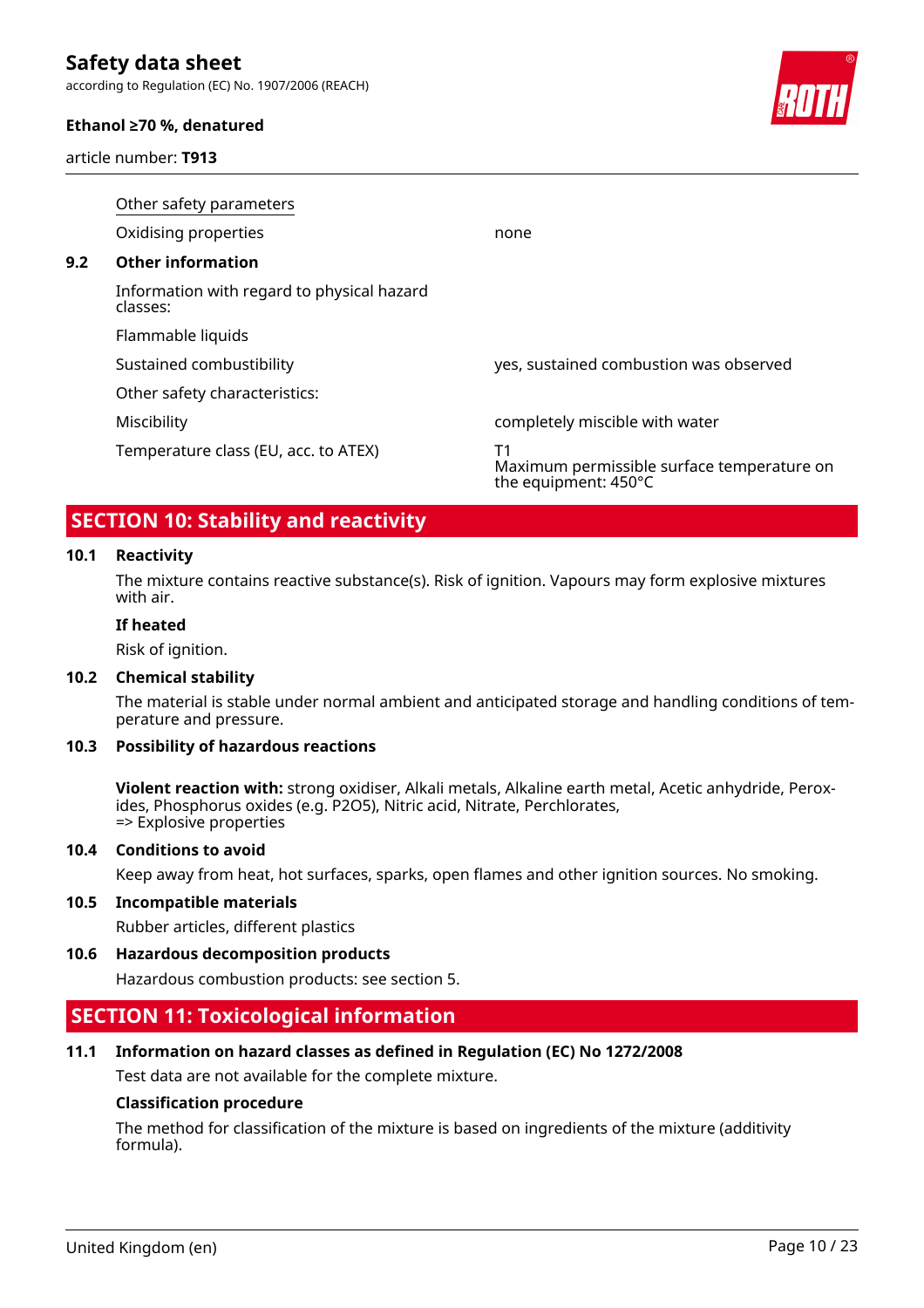| | |
|---|---|
| Other safety parameters | |
| Oxidising properties | none |

**9.2 Other information**

| | |
|---|---|
| Information with regard to physical hazard classes: | |
| Flammable liquids | |
| Sustained combustibility | yes, sustained combustion was observed |
| Other safety characteristics: | |
| Miscibility | completely miscible with water |
| Temperature class (EU, acc. to ATEX) | T1<br>Maximum permissible surface temperature on the equipment: 450°C |

## SECTION 10: Stability and reactivity

### 10.1 Reactivity

The mixture contains reactive substance(s). Risk of ignition. Vapours may form explosive mixtures with air.

**If heated**

Risk of ignition.

### 10.2 Chemical stability

The material is stable under normal ambient and anticipated storage and handling conditions of temperature and pressure.

### 10.3 Possibility of hazardous reactions

**Violent reaction with:** strong oxidiser, Alkali metals, Alkaline earth metal, Acetic anhydride, Peroxides, Phosphorus oxides (e.g. $P_2O_5$), Nitric acid, Nitrate, Perchlorates,
=> Explosive properties

### 10.4 Conditions to avoid

Keep away from heat, hot surfaces, sparks, open flames and other ignition sources. No smoking.

### 10.5 Incompatible materials

Rubber articles, different plastics

### 10.6 Hazardous decomposition products

Hazardous combustion products: see section 5.

## SECTION 11: Toxicological information

### 11.1 Information on hazard classes as defined in Regulation (EC) No 1272/2008

Test data are not available for the complete mixture.

**Classification procedure**

The method for classification of the mixture is based on ingredients of the mixture (additivity formula).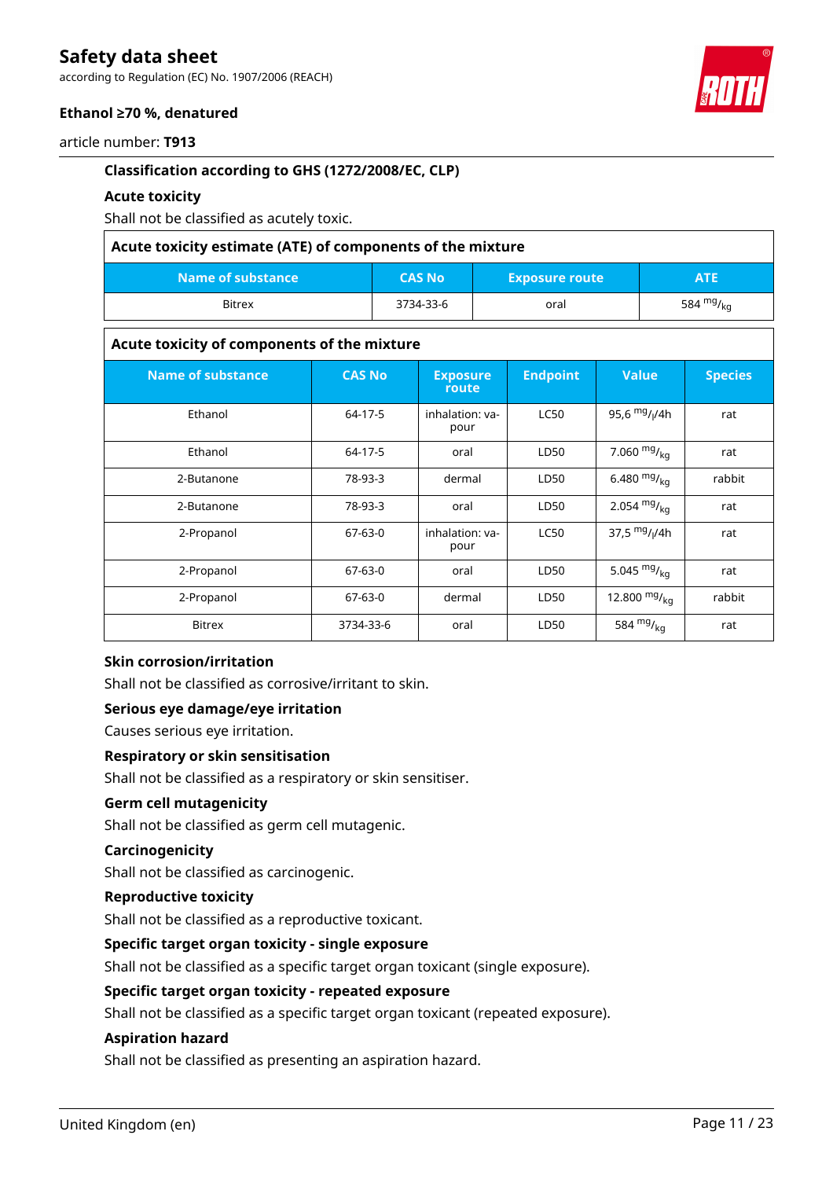### Classification according to GHS (1272/2008/EC, CLP)

#### Acute toxicity

Shall not be classified as acutely toxic.

| Acute toxicity estimate (ATE) of components of the mixture | | | |
|---|---|---|---|
| **Name of substance** | **CAS No** | **Exposure route** | **ATE** |
| Bitrex | 3734-33-6 | oral | 584 $^{mg}/_{kg}$ |

| Acute toxicity of components of the mixture | | | | | |
|---|---|---|---|---|---|
| **Name of substance** | **CAS No** | **Exposure route** | **Endpoint** | **Value** | **Species** |
| Ethanol | 64-17-5 | inhalation: vapour | LC50 | 95,6 $^{mg}/_{l}$/4h | rat |
| Ethanol | 64-17-5 | oral | LD50 | 7.060 $^{mg}/_{kg}$ | rat |
| 2-Butanone | 78-93-3 | dermal | LD50 | 6.480 $^{mg}/_{kg}$ | rabbit |
| 2-Butanone | 78-93-3 | oral | LD50 | 2.054 $^{mg}/_{kg}$ | rat |
| 2-Propanol | 67-63-0 | inhalation: vapour | LC50 | 37,5 $^{mg}/_{l}$/4h | rat |
| 2-Propanol | 67-63-0 | oral | LD50 | 5.045 $^{mg}/_{kg}$ | rat |
| 2-Propanol | 67-63-0 | dermal | LD50 | 12.800 $^{mg}/_{kg}$ | rabbit |
| Bitrex | 3734-33-6 | oral | LD50 | 584 $^{mg}/_{kg}$ | rat |

#### Skin corrosion/irritation

Shall not be classified as corrosive/irritant to skin.

#### Serious eye damage/eye irritation

Causes serious eye irritation.

#### Respiratory or skin sensitisation

Shall not be classified as a respiratory or skin sensitiser.

#### Germ cell mutagenicity

Shall not be classified as germ cell mutagenic.

#### Carcinogenicity

Shall not be classified as carcinogenic.

#### Reproductive toxicity

Shall not be classified as a reproductive toxicant.

#### Specific target organ toxicity - single exposure

Shall not be classified as a specific target organ toxicant (single exposure).

#### Specific target organ toxicity - repeated exposure

Shall not be classified as a specific target organ toxicant (repeated exposure).

#### Aspiration hazard

Shall not be classified as presenting an aspiration hazard.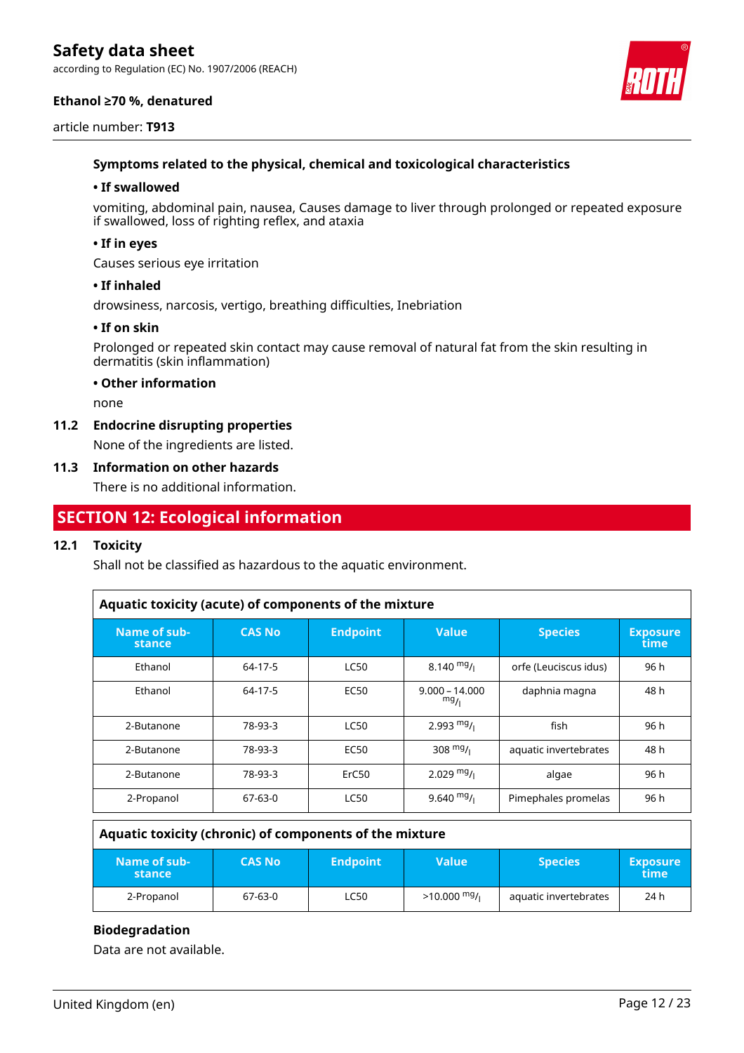**Symptoms related to the physical, chemical and toxicological characteristics**

**• If swallowed**

vomiting, abdominal pain, nausea, Causes damage to liver through prolonged or repeated exposure if swallowed, loss of righting reflex, and ataxia

**• If in eyes**

Causes serious eye irritation

**• If inhaled**

drowsiness, narcosis, vertigo, breathing difficulties, Inebriation

**• If on skin**

Prolonged or repeated skin contact may cause removal of natural fat from the skin resulting in dermatitis (skin inflammation)

**• Other information**

none

**11.2 Endocrine disrupting properties**

None of the ingredients are listed.

**11.3 Information on other hazards**

There is no additional information.

## SECTION 12: Ecological information

### 12.1 Toxicity

Shall not be classified as hazardous to the aquatic environment.

**Aquatic toxicity (acute) of components of the mixture**

| Name of substance | CAS No | Endpoint | Value | Species | Exposure time |
|---|---|---|---|---|---|
| Ethanol | 64-17-5 | LC50 | 8.140 mg/l | orfe (Leuciscus idus) | 96 h |
| Ethanol | 64-17-5 | EC50 | 9.000 – 14.000 mg/l | daphnia magna | 48 h |
| 2-Butanone | 78-93-3 | LC50 | 2.993 mg/l | fish | 96 h |
| 2-Butanone | 78-93-3 | EC50 | 308 mg/l | aquatic invertebrates | 48 h |
| 2-Butanone | 78-93-3 | ErC50 | 2.029 mg/l | algae | 96 h |
| 2-Propanol | 67-63-0 | LC50 | 9.640 mg/l | Pimephales promelas | 96 h |

**Aquatic toxicity (chronic) of components of the mixture**

| Name of substance | CAS No | Endpoint | Value | Species | Exposure time |
|---|---|---|---|---|---|
| 2-Propanol | 67-63-0 | LC50 | >10.000 mg/l | aquatic invertebrates | 24 h |

**Biodegradation**

Data are not available.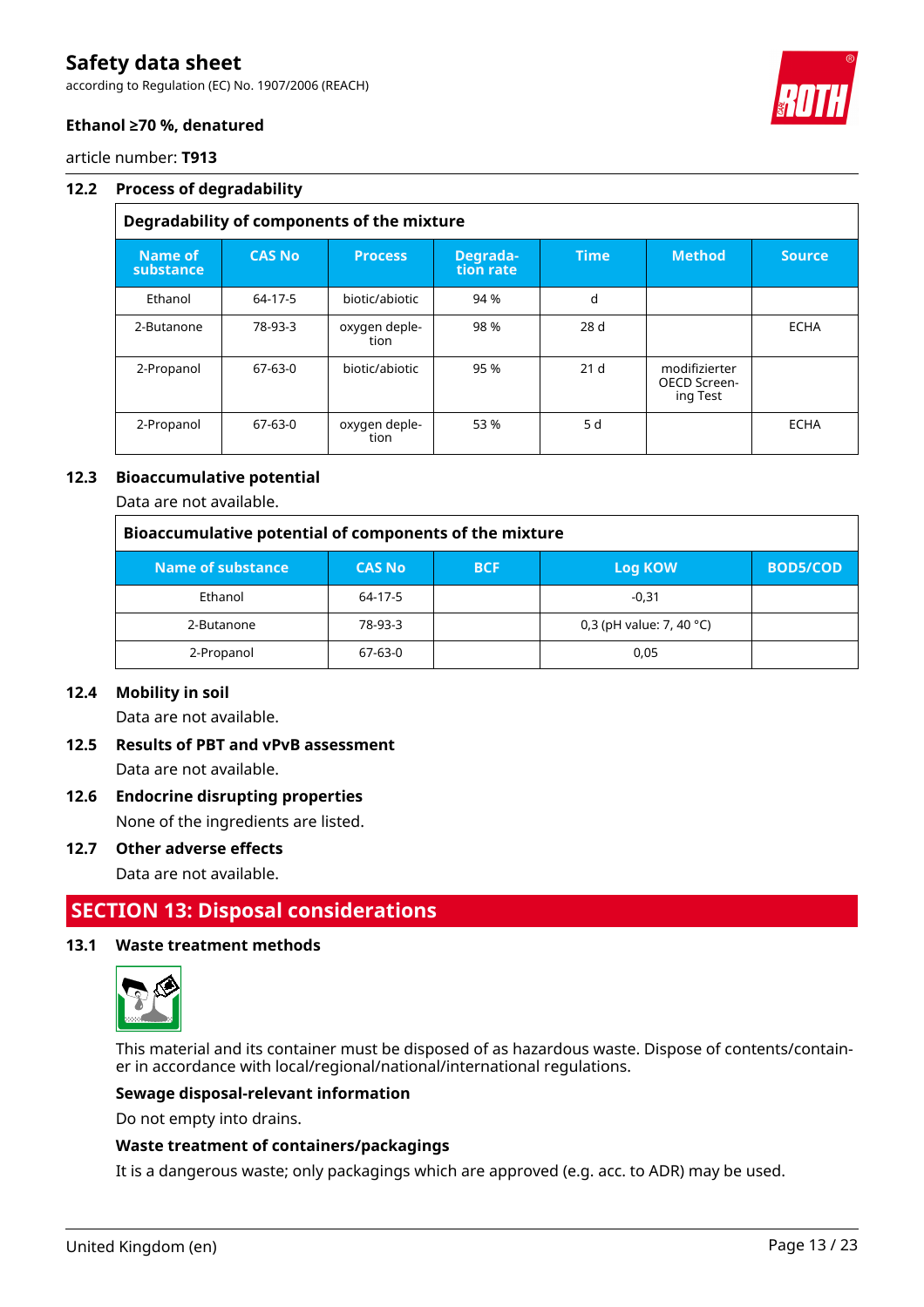### 12.2 Process of degradability

| Degradability of components of the mixture | | | | | | |
|---|---|---|---|---|---|---|
| Name of substance | CAS No | Process | Degradation rate | Time | Method | Source |
| Ethanol | 64-17-5 | biotic/abiotic | 94 % | d | | |
| 2-Butanone | 78-93-3 | oxygen depletion | 98 % | 28 d | | ECHA |
| 2-Propanol | 67-63-0 | biotic/abiotic | 95 % | 21 d | modifizierter OECD Screening Test | |
| 2-Propanol | 67-63-0 | oxygen depletion | 53 % | 5 d | | ECHA |

### 12.3 Bioaccumulative potential

Data are not available.

| Bioaccumulative potential of components of the mixture | | | | |
|---|---|---|---|---|
| Name of substance | CAS No | BCF | Log KOW | BOD5/COD |
| Ethanol | 64-17-5 | | -0,31 | |
| 2-Butanone | 78-93-3 | | 0,3 (pH value: 7, 40 °C) | |
| 2-Propanol | 67-63-0 | | 0,05 | |

### 12.4 Mobility in soil

Data are not available.

### 12.5 Results of PBT and vPvB assessment

Data are not available.

### 12.6 Endocrine disrupting properties

None of the ingredients are listed.

### 12.7 Other adverse effects

Data are not available.

## SECTION 13: Disposal considerations

### 13.1 Waste treatment methods

This material and its container must be disposed of as hazardous waste. Dispose of contents/container in accordance with local/regional/national/international regulations.

**Sewage disposal-relevant information**

Do not empty into drains.

**Waste treatment of containers/packagings**

It is a dangerous waste; only packagings which are approved (e.g. acc. to ADR) may be used.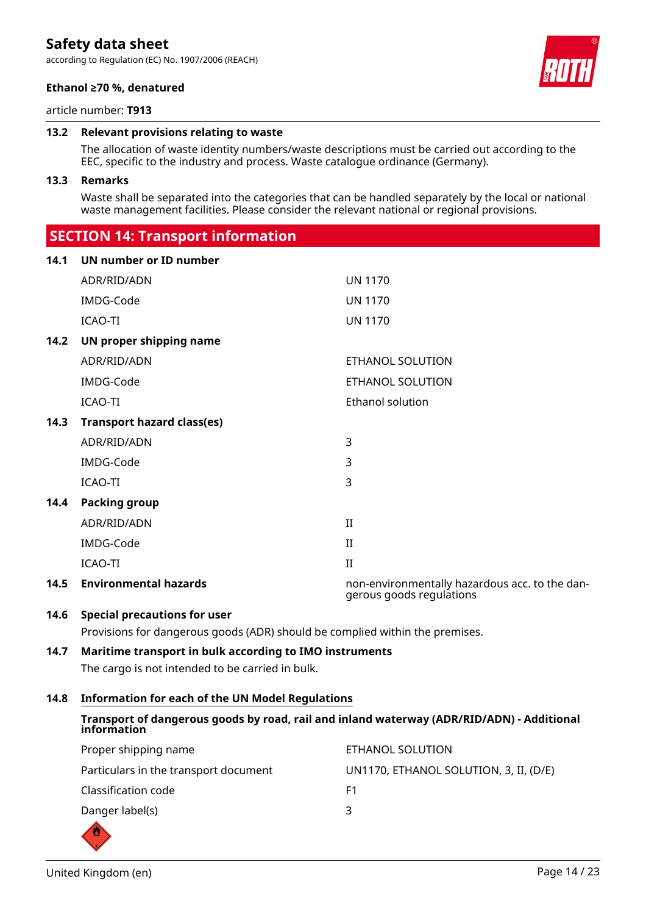### 13.2 Relevant provisions relating to waste

The allocation of waste identity numbers/waste descriptions must be carried out according to the EEC, specific to the industry and process. Waste catalogue ordinance (Germany).

### 13.3 Remarks

Waste shall be separated into the categories that can be handled separately by the local or national waste management facilities. Please consider the relevant national or regional provisions.

## SECTION 14: Transport information

### 14.1 UN number or ID number

| | |
|---|---|
| ADR/RID/ADN | UN 1170 |
| IMDG-Code | UN 1170 |
| ICAO-TI | UN 1170 |

### 14.2 UN proper shipping name

| | |
|---|---|
| ADR/RID/ADN | ETHANOL SOLUTION |
| IMDG-Code | ETHANOL SOLUTION |
| ICAO-TI | Ethanol solution |

### 14.3 Transport hazard class(es)

| | |
|---|---|
| ADR/RID/ADN | 3 |
| IMDG-Code | 3 |
| ICAO-TI | 3 |

### 14.4 Packing group

| | |
|---|---|
| ADR/RID/ADN | II |
| IMDG-Code | II |
| ICAO-TI | II |

### 14.5 Environmental hazards

non-environmentally hazardous acc. to the dangerous goods regulations

### 14.6 Special precautions for user

Provisions for dangerous goods (ADR) should be complied within the premises.

### 14.7 Maritime transport in bulk according to IMO instruments

The cargo is not intended to be carried in bulk.

### 14.8 Information for each of the UN Model Regulations

**Transport of dangerous goods by road, rail and inland waterway (ADR/RID/ADN) - Additional information**

| | |
|---|---|
| Proper shipping name | ETHANOL SOLUTION |
| Particulars in the transport document | UN1170, ETHANOL SOLUTION, 3, II, (D/E) |
| Classification code | F1 |
| Danger label(s) | 3 |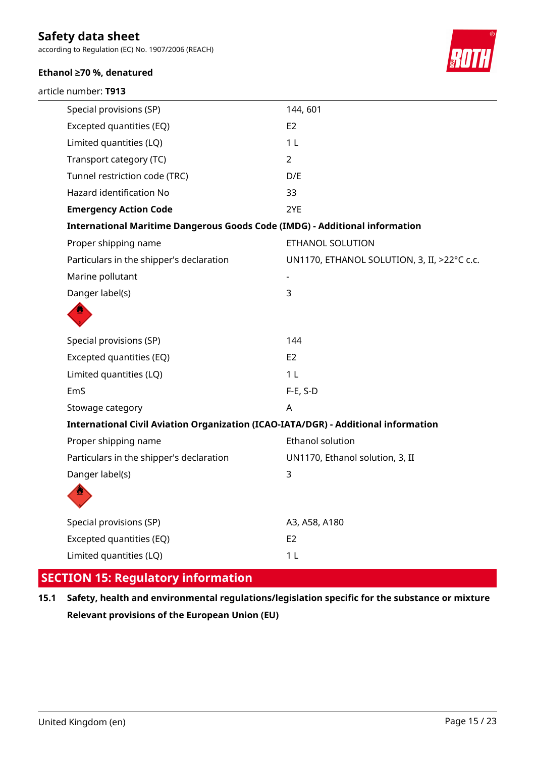| | |
|---|---|
| Special provisions (SP) | 144, 601 |
| Excepted quantities (EQ) | E2 |
| Limited quantities (LQ) | 1 L |
| Transport category (TC) | 2 |
| Tunnel restriction code (TRC) | D/E |
| Hazard identification No | 33 |
| **Emergency Action Code** | 2YE |

**International Maritime Dangerous Goods Code (IMDG) - Additional information**

| | |
|---|---|
| Proper shipping name | ETHANOL SOLUTION |
| Particulars in the shipper's declaration | UN1170, ETHANOL SOLUTION, 3, II, >22°C c.c. |
| Marine pollutant | - |
| Danger label(s) | 3 |
| Special provisions (SP) | 144 |
| Excepted quantities (EQ) | E2 |
| Limited quantities (LQ) | 1 L |
| EmS | F-E, S-D |
| Stowage category | A |

**International Civil Aviation Organization (ICAO-IATA/DGR) - Additional information**

| | |
|---|---|
| Proper shipping name | Ethanol solution |
| Particulars in the shipper's declaration | UN1170, Ethanol solution, 3, II |
| Danger label(s) | 3 |
| Special provisions (SP) | A3, A58, A180 |
| Excepted quantities (EQ) | E2 |
| Limited quantities (LQ) | 1 L |

## SECTION 15: Regulatory information

### 15.1 Safety, health and environmental regulations/legislation specific for the substance or mixture

**Relevant provisions of the European Union (EU)**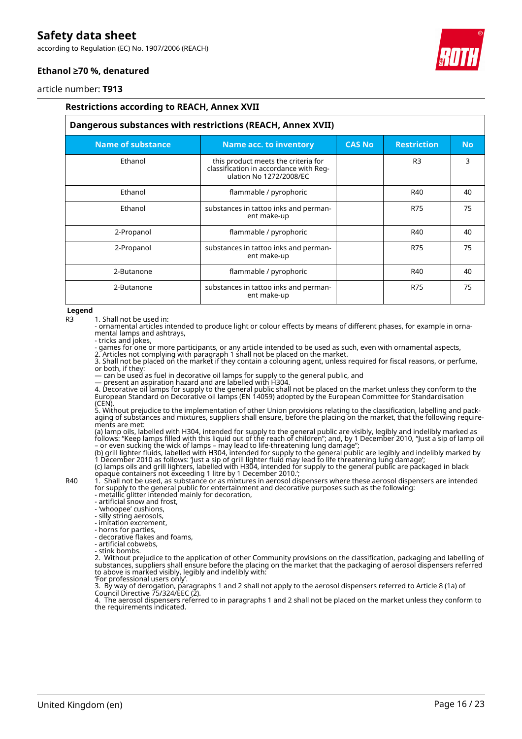### Restrictions according to REACH, Annex XVII

| Dangerous substances with restrictions (REACH, Annex XVII) | | | | |
|---|---|---|---|---|
| **Name of substance** | **Name acc. to inventory** | **CAS No** | **Restriction** | **No** |
| Ethanol | this product meets the criteria for classification in accordance with Regulation No 1272/2008/EC | | R3 | 3 |
| Ethanol | flammable / pyrophoric | | R40 | 40 |
| Ethanol | substances in tattoo inks and permanent make-up | | R75 | 75 |
| 2-Propanol | flammable / pyrophoric | | R40 | 40 |
| 2-Propanol | substances in tattoo inks and permanent make-up | | R75 | 75 |
| 2-Butanone | flammable / pyrophoric | | R40 | 40 |
| 2-Butanone | substances in tattoo inks and permanent make-up | | R75 | 75 |

**Legend**

R3
1. Shall not be used in:
- ornamental articles intended to produce light or colour effects by means of different phases, for example in ornamental lamps and ashtrays,
- tricks and jokes,
- games for one or more participants, or any article intended to be used as such, even with ornamental aspects,
2. Articles not complying with paragraph 1 shall not be placed on the market.
3. Shall not be placed on the market if they contain a colouring agent, unless required for fiscal reasons, or perfume, or both, if they:
— can be used as fuel in decorative oil lamps for supply to the general public, and
— present an aspiration hazard and are labelled with H304.
4. Decorative oil lamps for supply to the general public shall not be placed on the market unless they conform to the European Standard on Decorative oil lamps (EN 14059) adopted by the European Committee for Standardisation (CEN).
5. Without prejudice to the implementation of other Union provisions relating to the classification, labelling and packaging of substances and mixtures, suppliers shall ensure, before the placing on the market, that the following requirements are met:
(a) lamp oils, labelled with H304, intended for supply to the general public are visibly, legibly and indelibly marked as follows: "Keep lamps filled with this liquid out of the reach of children"; and, by 1 December 2010, "Just a sip of lamp oil – or even sucking the wick of lamps – may lead to life-threatening lung damage";
(b) grill lighter fluids, labelled with H304, intended for supply to the general public are legibly and indelibly marked by 1 December 2010 as follows: 'Just a sip of grill lighter fluid may lead to life threatening lung damage';
(c) lamps oils and grill lighters, labelled with H304, intended for supply to the general public are packaged in black opaque containers not exceeding 1 litre by 1 December 2010.';

R40
1. Shall not be used, as substance or as mixtures in aerosol dispensers where these aerosol dispensers are intended for supply to the general public for entertainment and decorative purposes such as the following:
- metallic glitter intended mainly for decoration,
- artificial snow and frost,
- 'whoopee' cushions,
- silly string aerosols,
- imitation excrement,
- horns for parties,
- decorative flakes and foams,
- artificial cobwebs,
- stink bombs.
2. Without prejudice to the application of other Community provisions on the classification, packaging and labelling of substances, suppliers shall ensure before the placing on the market that the packaging of aerosol dispensers referred to above is marked visibly, legibly and indelibly with:
'For professional users only'.
3. By way of derogation, paragraphs 1 and 2 shall not apply to the aerosol dispensers referred to Article 8 (1a) of Council Directive 75/324/EEC (2).
4. The aerosol dispensers referred to in paragraphs 1 and 2 shall not be placed on the market unless they conform to the requirements indicated.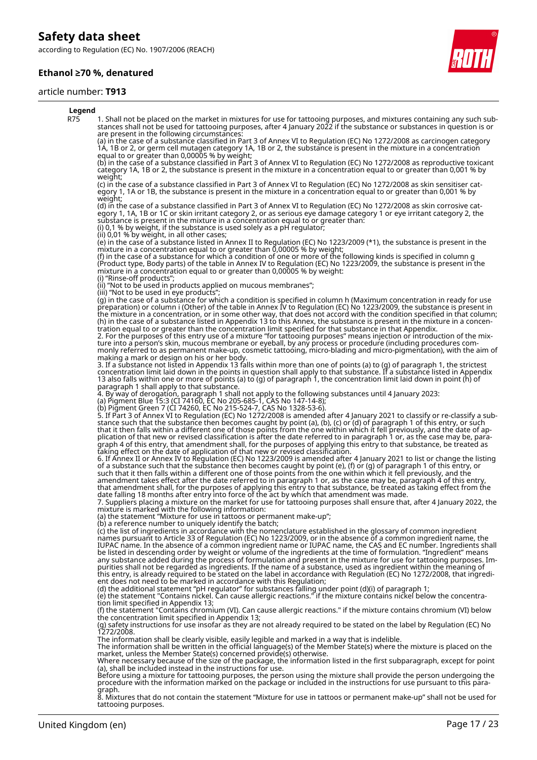**Legend**

R75 1. Shall not be placed on the market in mixtures for use for tattooing purposes, and mixtures containing any such substances shall not be used for tattooing purposes, after 4 January 2022 if the substance or substances in question is or are present in the following circumstances:
(a) in the case of a substance classified in Part 3 of Annex VI to Regulation (EC) No 1272/2008 as carcinogen category 1A, 1B or 2, or germ cell mutagen category 1A, 1B or 2, the substance is present in the mixture in a concentration equal to or greater than 0,00005 % by weight;
(b) in the case of a substance classified in Part 3 of Annex VI to Regulation (EC) No 1272/2008 as reproductive toxicant category 1A, 1B or 2, the substance is present in the mixture in a concentration equal to or greater than 0,001 % by weight;
(c) in the case of a substance classified in Part 3 of Annex VI to Regulation (EC) No 1272/2008 as skin sensitiser category 1, 1A or 1B, the substance is present in the mixture in a concentration equal to or greater than 0,001 % by weight;
(d) in the case of a substance classified in Part 3 of Annex VI to Regulation (EC) No 1272/2008 as skin corrosive category 1, 1A, 1B or 1C or skin irritant category 2, or as serious eye damage category 1 or eye irritant category 2, the substance is present in the mixture in a concentration equal to or greater than:
(i) 0,1 % by weight, if the substance is used solely as a pH regulator;
(ii) 0,01 % by weight, in all other cases;
(e) in the case of a substance listed in Annex II to Regulation (EC) No 1223/2009 (*1), the substance is present in the mixture in a concentration equal to or greater than 0,00005 % by weight;
(f) in the case of a substance for which a condition of one or more of the following kinds is specified in column g (Product type, Body parts) of the table in Annex IV to Regulation (EC) No 1223/2009, the substance is present in the mixture in a concentration equal to or greater than 0,00005 % by weight:
(i) "Rinse-off products";
(ii) "Not to be used in products applied on mucous membranes";
(iii) "Not to be used in eye products";
(g) in the case of a substance for which a condition is specified in column h (Maximum concentration in ready for use preparation) or column i (Other) of the table in Annex IV to Regulation (EC) No 1223/2009, the substance is present in the mixture in a concentration, or in some other way, that does not accord with the condition specified in that column;
(h) in the case of a substance listed in Appendix 13 to this Annex, the substance is present in the mixture in a concentration equal to or greater than the concentration limit specified for that substance in that Appendix.
2. For the purposes of this entry use of a mixture "for tattooing purposes" means injection or introduction of the mixture into a person's skin, mucous membrane or eyeball, by any process or procedure (including procedures commonly referred to as permanent make-up, cosmetic tattooing, micro-blading and micro-pigmentation), with the aim of making a mark or design on his or her body.
3. If a substance not listed in Appendix 13 falls within more than one of points (a) to (g) of paragraph 1, the strictest concentration limit laid down in the points in question shall apply to that substance. If a substance listed in Appendix 13 also falls within one or more of points (a) to (g) of paragraph 1, the concentration limit laid down in point (h) of paragraph 1 shall apply to that substance.
4. By way of derogation, paragraph 1 shall not apply to the following substances until 4 January 2023:
(a) Pigment Blue 15:3 (CI 74160, EC No 205-685-1, CAS No 147-14-8);
(b) Pigment Green 7 (CI 74260, EC No 215-524-7, CAS No 1328-53-6).
5. If Part 3 of Annex VI to Regulation (EC) No 1272/2008 is amended after 4 January 2021 to classify or re-classify a substance such that the substance then becomes caught by point (a), (b), (c) or (d) of paragraph 1 of this entry, or such that it then falls within a different one of those points from the one within which it fell previously, and the date of application of that new or revised classification is after the date referred to in paragraph 1 or, as the case may be, paragraph 4 of this entry, that amendment shall, for the purposes of applying this entry to that substance, be treated as taking effect on the date of application of that new or revised classification.
6. If Annex II or Annex IV to Regulation (EC) No 1223/2009 is amended after 4 January 2021 to list or change the listing of a substance such that the substance then becomes caught by point (e), (f) or (g) of paragraph 1 of this entry, or such that it then falls within a different one of those points from the one within which it fell previously, and the amendment takes effect after the date referred to in paragraph 1 or, as the case may be, paragraph 4 of this entry, that amendment shall, for the purposes of applying this entry to that substance, be treated as taking effect from the date falling 18 months after entry into force of the act by which that amendment was made.
7. Suppliers placing a mixture on the market for use for tattooing purposes shall ensure that, after 4 January 2022, the mixture is marked with the following information:
(a) the statement "Mixture for use in tattoos or permanent make-up";
(b) a reference number to uniquely identify the batch;
(c) the list of ingredients in accordance with the nomenclature established in the glossary of common ingredient names pursuant to Article 33 of Regulation (EC) No 1223/2009, or in the absence of a common ingredient name, the IUPAC name. In the absence of a common ingredient name or IUPAC name, the CAS and EC number. Ingredients shall be listed in descending order by weight or volume of the ingredients at the time of formulation. "Ingredient" means any substance added during the process of formulation and present in the mixture for use for tattooing purposes. Impurities shall not be regarded as ingredients. If the name of a substance, used as ingredient within the meaning of this entry, is already required to be stated on the label in accordance with Regulation (EC) No 1272/2008, that ingredient does not need to be marked in accordance with this Regulation;
(d) the additional statement "pH regulator" for substances falling under point (d)(i) of paragraph 1;
(e) the statement "Contains nickel. Can cause allergic reactions." if the mixture contains nickel below the concentration limit specified in Appendix 13;
(f) the statement "Contains chromium (VI). Can cause allergic reactions." if the mixture contains chromium (VI) below the concentration limit specified in Appendix 13;
(g) safety instructions for use insofar as they are not already required to be stated on the label by Regulation (EC) No 1272/2008.
The information shall be clearly visible, easily legible and marked in a way that is indelible.
The information shall be written in the official language(s) of the Member State(s) where the mixture is placed on the market, unless the Member State(s) concerned provide(s) otherwise.
Where necessary because of the size of the package, the information listed in the first subparagraph, except for point (a), shall be included instead in the instructions for use.
Before using a mixture for tattooing purposes, the person using the mixture shall provide the person undergoing the procedure with the information marked on the package or included in the instructions for use pursuant to this paragraph.
8. Mixtures that do not contain the statement "Mixture for use in tattoos or permanent make-up" shall not be used for tattooing purposes.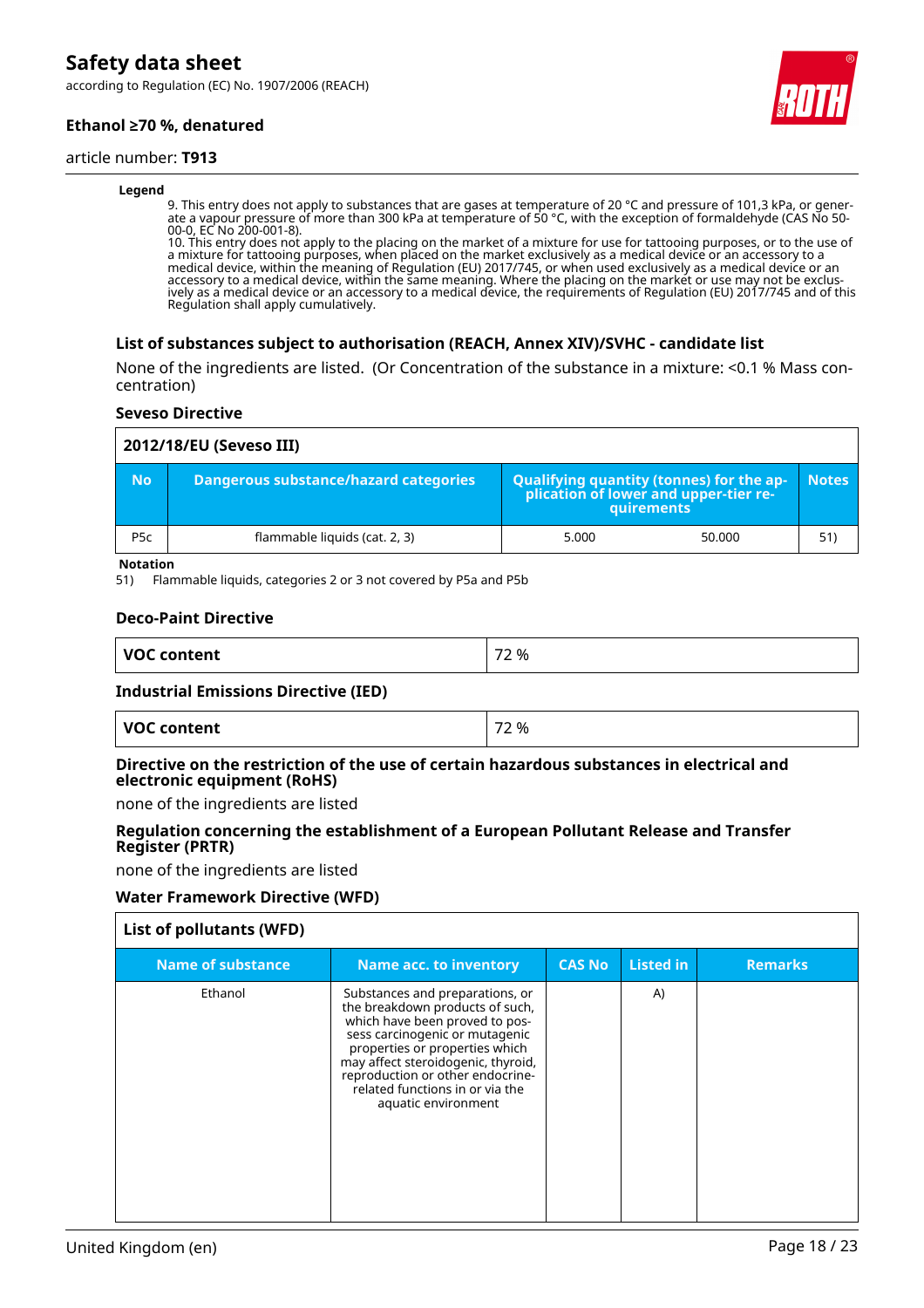**Legend**

9. This entry does not apply to substances that are gases at temperature of 20 °C and pressure of 101,3 kPa, or generate a vapour pressure of more than 300 kPa at temperature of 50 °C, with the exception of formaldehyde (CAS No 50-00-0, EC No 200-001-8).
10. This entry does not apply to the placing on the market of a mixture for use for tattooing purposes, or to the use of a mixture for tattooing purposes, when placed on the market exclusively as a medical device or an accessory to a medical device, within the meaning of Regulation (EU) 2017/745, or when used exclusively as a medical device or an accessory to a medical device, within the same meaning. Where the placing on the market or use may not be exclusively as a medical device or an accessory to a medical device, the requirements of Regulation (EU) 2017/745 and of this Regulation shall apply cumulatively.

### List of substances subject to authorisation (REACH, Annex XIV)/SVHC - candidate list

None of the ingredients are listed. (Or Concentration of the substance in a mixture: <0.1 % Mass concentration)

### Seveso Directive

**2012/18/EU (Seveso III)**

| No | Dangerous substance/hazard categories | Qualifying quantity (tonnes) for the application of lower and upper-tier requirements | | Notes |
|---|---|---|---|---|
| P5c | flammable liquids (cat. 2, 3) | 5.000 | 50.000 | 51) |

**Notation**

51) Flammable liquids, categories 2 or 3 not covered by P5a and P5b

### Deco-Paint Directive

| | |
|---|---|
| **VOC content** | 72 % |

### Industrial Emissions Directive (IED)

| | |
|---|---|
| **VOC content** | 72 % |

### Directive on the restriction of the use of certain hazardous substances in electrical and electronic equipment (RoHS)

none of the ingredients are listed

### Regulation concerning the establishment of a European Pollutant Release and Transfer Register (PRTR)

none of the ingredients are listed

### Water Framework Directive (WFD)

**List of pollutants (WFD)**

| Name of substance | Name acc. to inventory | CAS No | Listed in | Remarks |
|---|---|---|---|---|
| Ethanol | Substances and preparations, or the breakdown products of such, which have been proved to possess carcinogenic or mutagenic properties or properties which may affect steroidogenic, thyroid, reproduction or other endocrine-related functions in or via the aquatic environment | | A) | |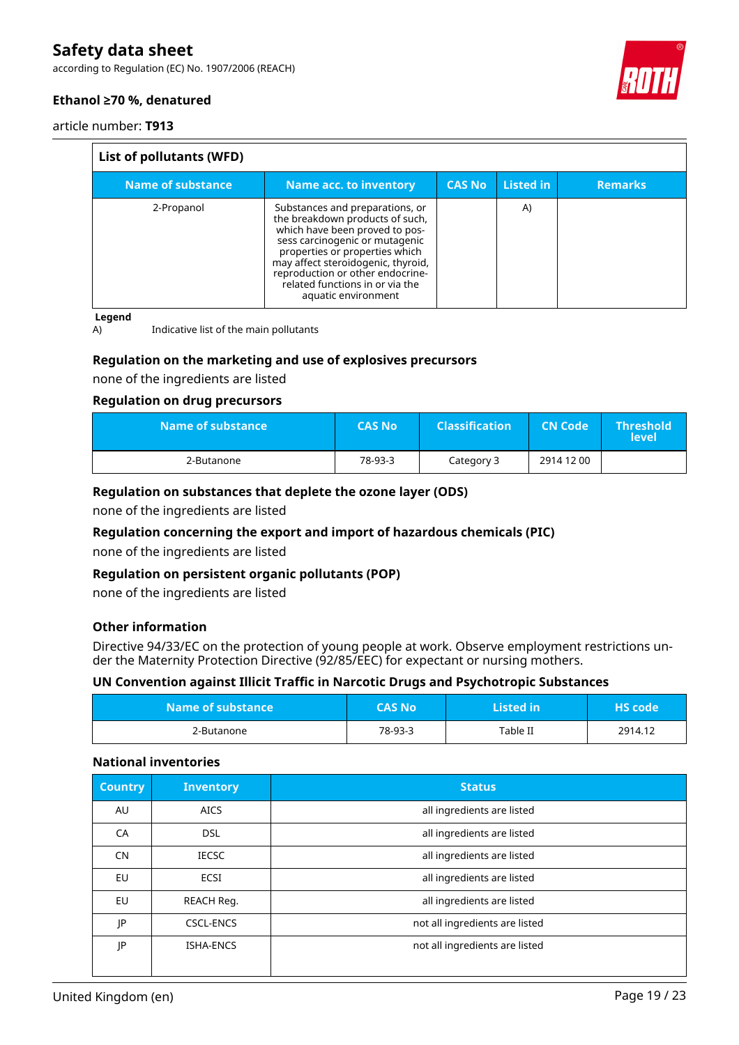### List of pollutants (WFD)

| Name of substance | Name acc. to inventory | CAS No | Listed in | Remarks |
|---|---|---|---|---|
| 2-Propanol | Substances and preparations, or the breakdown products of such, which have been proved to possess carcinogenic or mutagenic properties or properties which may affect steroidogenic, thyroid, reproduction or other endocrine-related functions in or via the aquatic environment | | A) | |

**Legend**

A) Indicative list of the main pollutants

### Regulation on the marketing and use of explosives precursors

none of the ingredients are listed

### Regulation on drug precursors

| Name of substance | CAS No | Classification | CN Code | Threshold level |
|---|---|---|---|---|
| 2-Butanone | 78-93-3 | Category 3 | 2914 12 00 | |

### Regulation on substances that deplete the ozone layer (ODS)

none of the ingredients are listed

### Regulation concerning the export and import of hazardous chemicals (PIC)

none of the ingredients are listed

### Regulation on persistent organic pollutants (POP)

none of the ingredients are listed

### Other information

Directive 94/33/EC on the protection of young people at work. Observe employment restrictions under the Maternity Protection Directive (92/85/EEC) for expectant or nursing mothers.

### UN Convention against Illicit Traffic in Narcotic Drugs and Psychotropic Substances

| Name of substance | CAS No | Listed in | HS code |
|---|---|---|---|
| 2-Butanone | 78-93-3 | Table II | 2914.12 |

### National inventories

| Country | Inventory | Status |
|---|---|---|
| AU | AICS | all ingredients are listed |
| CA | DSL | all ingredients are listed |
| CN | IECSC | all ingredients are listed |
| EU | ECSI | all ingredients are listed |
| EU | REACH Reg. | all ingredients are listed |
| JP | CSCL-ENCS | not all ingredients are listed |
| JP | ISHA-ENCS | not all ingredients are listed |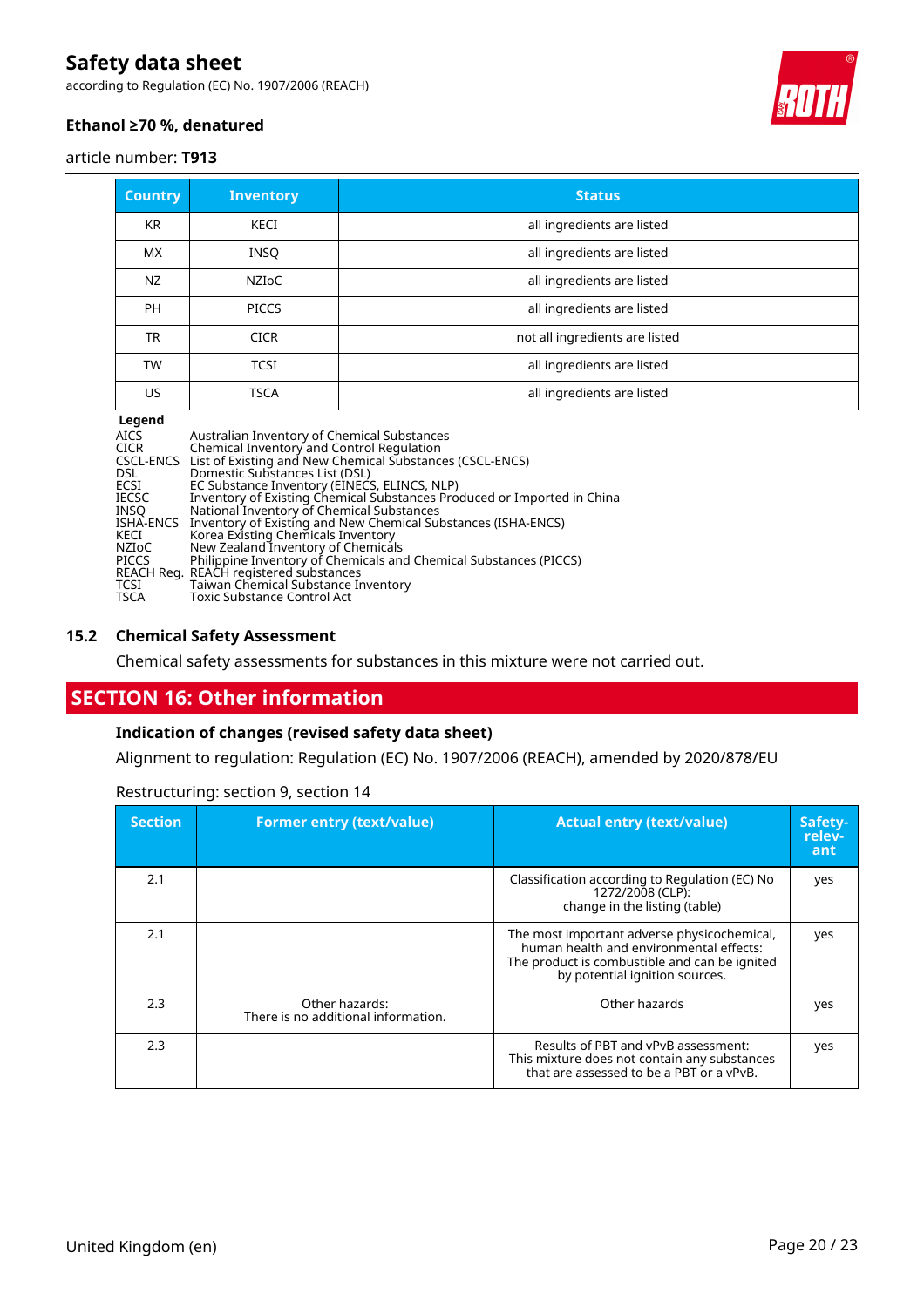| Country | Inventory | Status |
| --- | --- | --- |
| KR | KECI | all ingredients are listed |
| MX | INSQ | all ingredients are listed |
| NZ | NZIoC | all ingredients are listed |
| PH | PICCS | all ingredients are listed |
| TR | CICR | not all ingredients are listed |
| TW | TCSI | all ingredients are listed |
| US | TSCA | all ingredients are listed |

**Legend**

| | |
| --- | --- |
| AICS | Australian Inventory of Chemical Substances |
| CICR | Chemical Inventory and Control Regulation |
| CSCL-ENCS | List of Existing and New Chemical Substances (CSCL-ENCS) |
| DSL | Domestic Substances List (DSL) |
| ECSI | EC Substance Inventory (EINECS, ELINCS, NLP) |
| IECSC | Inventory of Existing Chemical Substances Produced or Imported in China |
| INSQ | National Inventory of Chemical Substances |
| ISHA-ENCS | Inventory of Existing and New Chemical Substances (ISHA-ENCS) |
| KECI | Korea Existing Chemicals Inventory |
| NZIoC | New Zealand Inventory of Chemicals |
| PICCS | Philippine Inventory of Chemicals and Chemical Substances (PICCS) |
| REACH Reg. | REACH registered substances |
| TCSI | Taiwan Chemical Substance Inventory |
| TSCA | Toxic Substance Control Act |

## 15.2 Chemical Safety Assessment

Chemical safety assessments for substances in this mixture were not carried out.

# SECTION 16: Other information

### Indication of changes (revised safety data sheet)

Alignment to regulation: Regulation (EC) No. 1907/2006 (REACH), amended by 2020/878/EU

Restructuring: section 9, section 14

| Section | Former entry (text/value) | Actual entry (text/value) | Safety-relevant |
| --- | --- | --- | --- |
| 2.1 | | Classification according to Regulation (EC) No 1272/2008 (CLP): change in the listing (table) | yes |
| 2.1 | | The most important adverse physicochemical, human health and environmental effects: The product is combustible and can be ignited by potential ignition sources. | yes |
| 2.3 | Other hazards: There is no additional information. | Other hazards | yes |
| 2.3 | | Results of PBT and vPvB assessment: This mixture does not contain any substances that are assessed to be a PBT or a vPvB. | yes |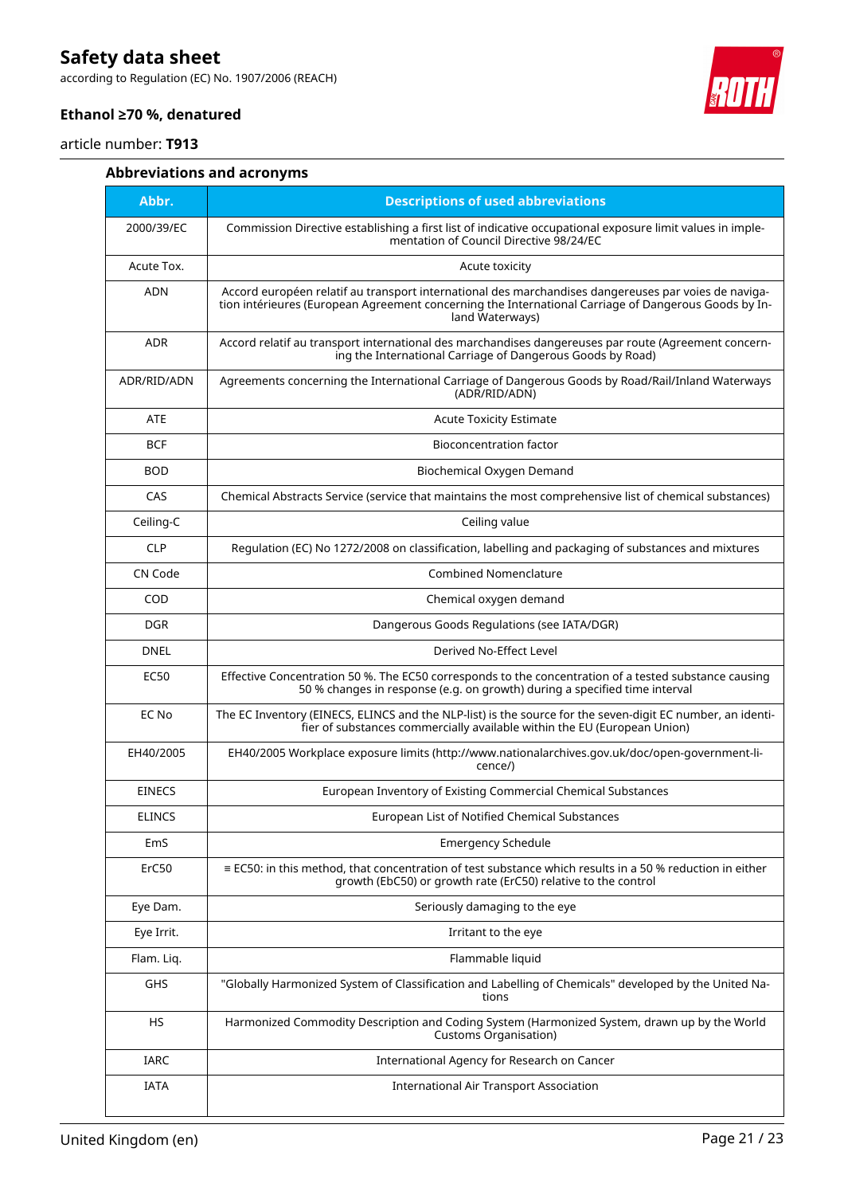### Abbreviations and acronyms

| Abbr. | Descriptions of used abbreviations |
|---|---|
| 2000/39/EC | Commission Directive establishing a first list of indicative occupational exposure limit values in implementation of Council Directive 98/24/EC |
| Acute Tox. | Acute toxicity |
| ADN | Accord européen relatif au transport international des marchandises dangereuses par voies de navigation intérieures (European Agreement concerning the International Carriage of Dangerous Goods by Inland Waterways) |
| ADR | Accord relatif au transport international des marchandises dangereuses par route (Agreement concerning the International Carriage of Dangerous Goods by Road) |
| ADR/RID/ADN | Agreements concerning the International Carriage of Dangerous Goods by Road/Rail/Inland Waterways (ADR/RID/ADN) |
| ATE | Acute Toxicity Estimate |
| BCF | Bioconcentration factor |
| BOD | Biochemical Oxygen Demand |
| CAS | Chemical Abstracts Service (service that maintains the most comprehensive list of chemical substances) |
| Ceiling-C | Ceiling value |
| CLP | Regulation (EC) No 1272/2008 on classification, labelling and packaging of substances and mixtures |
| CN Code | Combined Nomenclature |
| COD | Chemical oxygen demand |
| DGR | Dangerous Goods Regulations (see IATA/DGR) |
| DNEL | Derived No-Effect Level |
| EC50 | Effective Concentration 50 %. The EC50 corresponds to the concentration of a tested substance causing 50 % changes in response (e.g. on growth) during a specified time interval |
| EC No | The EC Inventory (EINECS, ELINCS and the NLP-list) is the source for the seven-digit EC number, an identifier of substances commercially available within the EU (European Union) |
| EH40/2005 | EH40/2005 Workplace exposure limits (http://www.nationalarchives.gov.uk/doc/open-government-licence/) |
| EINECS | European Inventory of Existing Commercial Chemical Substances |
| ELINCS | European List of Notified Chemical Substances |
| EmS | Emergency Schedule |
| ErC50 | ≡ EC50: in this method, that concentration of test substance which results in a 50 % reduction in either growth (EbC50) or growth rate (ErC50) relative to the control |
| Eye Dam. | Seriously damaging to the eye |
| Eye Irrit. | Irritant to the eye |
| Flam. Liq. | Flammable liquid |
| GHS | "Globally Harmonized System of Classification and Labelling of Chemicals" developed by the United Nations |
| HS | Harmonized Commodity Description and Coding System (Harmonized System, drawn up by the World Customs Organisation) |
| IARC | International Agency for Research on Cancer |
| IATA | International Air Transport Association |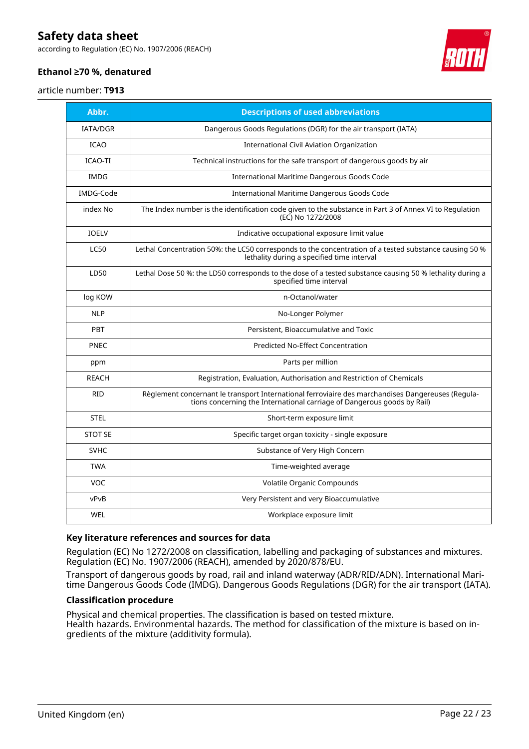| Abbr. | Descriptions of used abbreviations |
|---|---|
| IATA/DGR | Dangerous Goods Regulations (DGR) for the air transport (IATA) |
| ICAO | International Civil Aviation Organization |
| ICAO-TI | Technical instructions for the safe transport of dangerous goods by air |
| IMDG | International Maritime Dangerous Goods Code |
| IMDG-Code | International Maritime Dangerous Goods Code |
| index No | The Index number is the identification code given to the substance in Part 3 of Annex VI to Regulation (EC) No 1272/2008 |
| IOELV | Indicative occupational exposure limit value |
| LC50 | Lethal Concentration 50%: the LC50 corresponds to the concentration of a tested substance causing 50 % lethality during a specified time interval |
| LD50 | Lethal Dose 50 %: the LD50 corresponds to the dose of a tested substance causing 50 % lethality during a specified time interval |
| log KOW | n-Octanol/water |
| NLP | No-Longer Polymer |
| PBT | Persistent, Bioaccumulative and Toxic |
| PNEC | Predicted No-Effect Concentration |
| ppm | Parts per million |
| REACH | Registration, Evaluation, Authorisation and Restriction of Chemicals |
| RID | Règlement concernant le transport International ferroviaire des marchandises Dangereuses (Regulations concerning the International carriage of Dangerous goods by Rail) |
| STEL | Short-term exposure limit |
| STOT SE | Specific target organ toxicity - single exposure |
| SVHC | Substance of Very High Concern |
| TWA | Time-weighted average |
| VOC | Volatile Organic Compounds |
| vPvB | Very Persistent and very Bioaccumulative |
| WEL | Workplace exposure limit |

### Key literature references and sources for data

Regulation (EC) No 1272/2008 on classification, labelling and packaging of substances and mixtures. Regulation (EC) No. 1907/2006 (REACH), amended by 2020/878/EU.

Transport of dangerous goods by road, rail and inland waterway (ADR/RID/ADN). International Maritime Dangerous Goods Code (IMDG). Dangerous Goods Regulations (DGR) for the air transport (IATA).

### Classification procedure

Physical and chemical properties. The classification is based on tested mixture.
Health hazards. Environmental hazards. The method for classification of the mixture is based on ingredients of the mixture (additivity formula).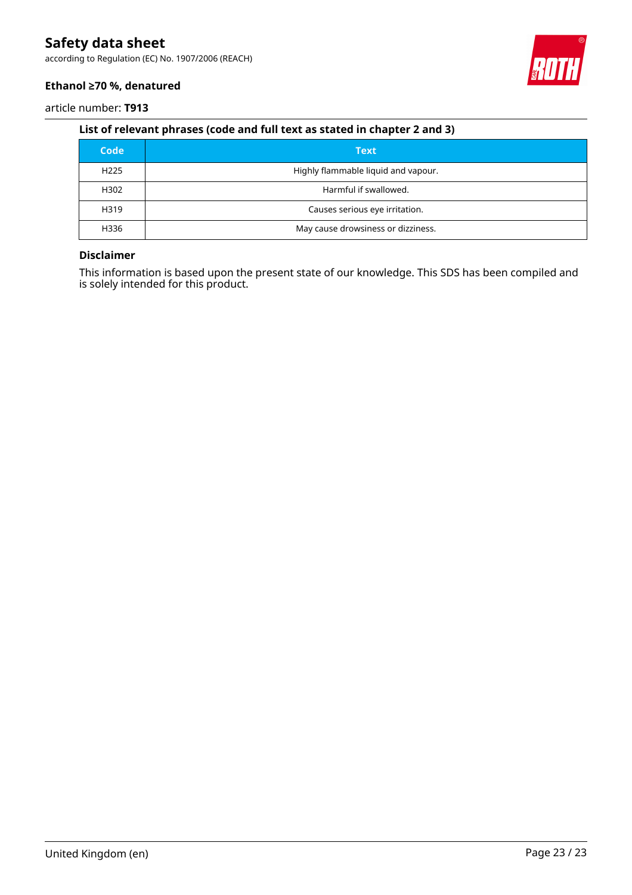### List of relevant phrases (code and full text as stated in chapter 2 and 3)

| Code | Text |
|---|---|
| H225 | Highly flammable liquid and vapour. |
| H302 | Harmful if swallowed. |
| H319 | Causes serious eye irritation. |
| H336 | May cause drowsiness or dizziness. |

### Disclaimer

This information is based upon the present state of our knowledge. This SDS has been compiled and is solely intended for this product.